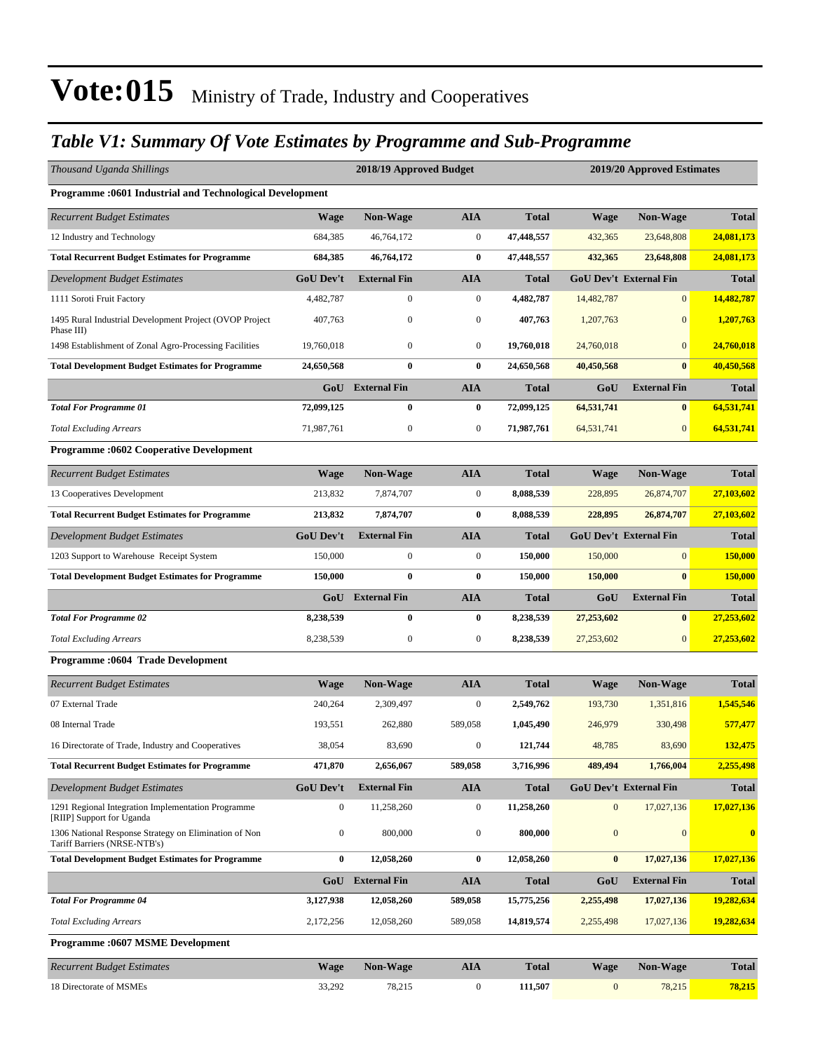# Vote:015 Ministry of Trade, Industry and Cooperatives

## *Table V1: Summary Of Vote Estimates by Programme and Sub-Programme*

| *Thousand Uganda Shillings* | 2018/19 Approved Budget | | | | 2019/20 Approved Estimates | | |
|---|---|---|---|---|---|---|---|
| **Programme :0601 Industrial and Technological Development** | | | | | | | |
| *Recurrent Budget Estimates* | **Wage** | **Non-Wage** | **AIA** | **Total** | **Wage** | **Non-Wage** | **Total** |
| 12 Industry and Technology | 684,385 | 46,764,172 | 0 | **47,448,557** | 432,365 | 23,648,808 | **24,081,173** |
| **Total Recurrent Budget Estimates for Programme** | **684,385** | **46,764,172** | **0** | **47,448,557** | **432,365** | **23,648,808** | **24,081,173** |
| *Development Budget Estimates* | **GoU Dev't** | **External Fin** | **AIA** | **Total** | **GoU Dev't** | **External Fin** | **Total** |
| 1111 Soroti Fruit Factory | 4,482,787 | 0 | 0 | **4,482,787** | 14,482,787 | 0 | **14,482,787** |
| 1495 Rural Industrial Development Project (OVOP Project Phase III) | 407,763 | 0 | 0 | **407,763** | 1,207,763 | 0 | **1,207,763** |
| 1498 Establishment of Zonal Agro-Processing Facilities | 19,760,018 | 0 | 0 | **19,760,018** | 24,760,018 | 0 | **24,760,018** |
| **Total Development Budget Estimates for Programme** | **24,650,568** | **0** | **0** | **24,650,568** | **40,450,568** | **0** | **40,450,568** |
| | **GoU** | **External Fin** | **AIA** | **Total** | **GoU** | **External Fin** | **Total** |
| ***Total For Programme 01*** | **72,099,125** | **0** | **0** | **72,099,125** | **64,531,741** | **0** | **64,531,741** |
| *Total Excluding Arrears* | 71,987,761 | 0 | 0 | **71,987,761** | 64,531,741 | 0 | **64,531,741** |
| **Programme :0602 Cooperative Development** | | | | | | | |
| *Recurrent Budget Estimates* | **Wage** | **Non-Wage** | **AIA** | **Total** | **Wage** | **Non-Wage** | **Total** |
| 13 Cooperatives Development | 213,832 | 7,874,707 | 0 | **8,088,539** | 228,895 | 26,874,707 | **27,103,602** |
| **Total Recurrent Budget Estimates for Programme** | **213,832** | **7,874,707** | **0** | **8,088,539** | **228,895** | **26,874,707** | **27,103,602** |
| *Development Budget Estimates* | **GoU Dev't** | **External Fin** | **AIA** | **Total** | **GoU Dev't** | **External Fin** | **Total** |
| 1203 Support to Warehouse Receipt System | 150,000 | 0 | 0 | **150,000** | 150,000 | 0 | **150,000** |
| **Total Development Budget Estimates for Programme** | **150,000** | **0** | **0** | **150,000** | **150,000** | **0** | **150,000** |
| | **GoU** | **External Fin** | **AIA** | **Total** | **GoU** | **External Fin** | **Total** |
| ***Total For Programme 02*** | **8,238,539** | **0** | **0** | **8,238,539** | **27,253,602** | **0** | **27,253,602** |
| *Total Excluding Arrears* | 8,238,539 | 0 | 0 | **8,238,539** | 27,253,602 | 0 | **27,253,602** |
| **Programme :0604 Trade Development** | | | | | | | |
| *Recurrent Budget Estimates* | **Wage** | **Non-Wage** | **AIA** | **Total** | **Wage** | **Non-Wage** | **Total** |
| 07 External Trade | 240,264 | 2,309,497 | 0 | **2,549,762** | 193,730 | 1,351,816 | **1,545,546** |
| 08 Internal Trade | 193,551 | 262,880 | 589,058 | **1,045,490** | 246,979 | 330,498 | **577,477** |
| 16 Directorate of Trade, Industry and Cooperatives | 38,054 | 83,690 | 0 | **121,744** | 48,785 | 83,690 | **132,475** |
| **Total Recurrent Budget Estimates for Programme** | **471,870** | **2,656,067** | **589,058** | **3,716,996** | **489,494** | **1,766,004** | **2,255,498** |
| *Development Budget Estimates* | **GoU Dev't** | **External Fin** | **AIA** | **Total** | **GoU Dev't** | **External Fin** | **Total** |
| 1291 Regional Integration Implementation Programme [RIIP] Support for Uganda | 0 | 11,258,260 | 0 | **11,258,260** | 0 | 17,027,136 | **17,027,136** |
| 1306 National Response Strategy on Elimination of Non Tariff Barriers (NRSE-NTB's) | 0 | 800,000 | 0 | **800,000** | 0 | 0 | **0** |
| **Total Development Budget Estimates for Programme** | **0** | **12,058,260** | **0** | **12,058,260** | **0** | **17,027,136** | **17,027,136** |
| | **GoU** | **External Fin** | **AIA** | **Total** | **GoU** | **External Fin** | **Total** |
| ***Total For Programme 04*** | **3,127,938** | **12,058,260** | **589,058** | **15,775,256** | **2,255,498** | **17,027,136** | **19,282,634** |
| *Total Excluding Arrears* | 2,172,256 | 12,058,260 | 589,058 | **14,819,574** | 2,255,498 | 17,027,136 | **19,282,634** |
| **Programme :0607 MSME Development** | | | | | | | |
| *Recurrent Budget Estimates* | **Wage** | **Non-Wage** | **AIA** | **Total** | **Wage** | **Non-Wage** | **Total** |
| 18 Directorate of MSMEs | 33,292 | 78,215 | 0 | **111,507** | 0 | 78,215 | **78,215** |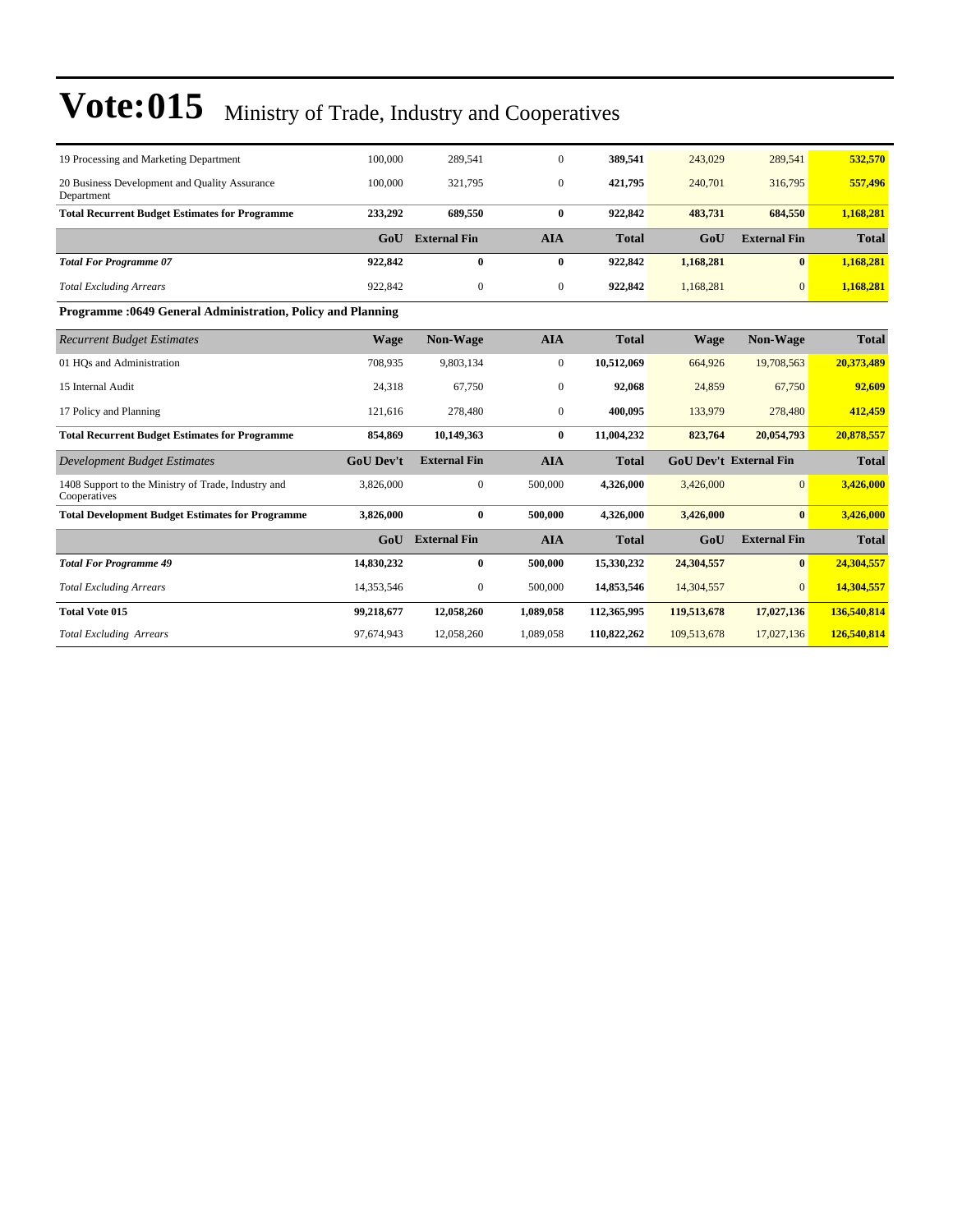# Vote:015 Ministry of Trade, Industry and Cooperatives

| | | | | | | | |
|---|---|---|---|---|---|---|---|
| 19 Processing and Marketing Department | 100,000 | 289,541 | 0 | **389,541** | 243,029 | 289,541 | **532,570** |
| 20 Business Development and Quality Assurance Department | 100,000 | 321,795 | 0 | **421,795** | 240,701 | 316,795 | **557,496** |
| **Total Recurrent Budget Estimates for Programme** | **233,292** | **689,550** | **0** | **922,842** | **483,731** | **684,550** | **1,168,281** |
| | **GoU** | **External Fin** | **AIA** | **Total** | **GoU** | **External Fin** | **Total** |
| ***Total For Programme 07*** | **922,842** | **0** | **0** | **922,842** | **1,168,281** | **0** | **1,168,281** |
| *Total Excluding Arrears* | 922,842 | 0 | 0 | **922,842** | 1,168,281 | 0 | **1,168,281** |

**Programme :0649 General Administration, Policy and Planning**

| *Recurrent Budget Estimates* | **Wage** | **Non-Wage** | **AIA** | **Total** | **Wage** | **Non-Wage** | **Total** |
|---|---|---|---|---|---|---|---|
| 01 HQs and Administration | 708,935 | 9,803,134 | 0 | **10,512,069** | 664,926 | 19,708,563 | **20,373,489** |
| 15 Internal Audit | 24,318 | 67,750 | 0 | **92,068** | 24,859 | 67,750 | **92,609** |
| 17 Policy and Planning | 121,616 | 278,480 | 0 | **400,095** | 133,979 | 278,480 | **412,459** |
| **Total Recurrent Budget Estimates for Programme** | **854,869** | **10,149,363** | **0** | **11,004,232** | **823,764** | **20,054,793** | **20,878,557** |
| *Development Budget Estimates* | **GoU Dev't** | **External Fin** | **AIA** | **Total** | **GoU Dev't** | **External Fin** | **Total** |
| 1408 Support to the Ministry of Trade, Industry and Cooperatives | 3,826,000 | 0 | 500,000 | **4,326,000** | 3,426,000 | 0 | **3,426,000** |
| **Total Development Budget Estimates for Programme** | **3,826,000** | **0** | **500,000** | **4,326,000** | **3,426,000** | **0** | **3,426,000** |
| | **GoU** | **External Fin** | **AIA** | **Total** | **GoU** | **External Fin** | **Total** |
| ***Total For Programme 49*** | **14,830,232** | **0** | **500,000** | **15,330,232** | **24,304,557** | **0** | **24,304,557** |
| *Total Excluding Arrears* | 14,353,546 | 0 | 500,000 | **14,853,546** | 14,304,557 | 0 | **14,304,557** |
| **Total Vote 015** | **99,218,677** | **12,058,260** | **1,089,058** | **112,365,995** | **119,513,678** | **17,027,136** | **136,540,814** |
| *Total Excluding Arrears* | 97,674,943 | 12,058,260 | 1,089,058 | **110,822,262** | 109,513,678 | 17,027,136 | **126,540,814** |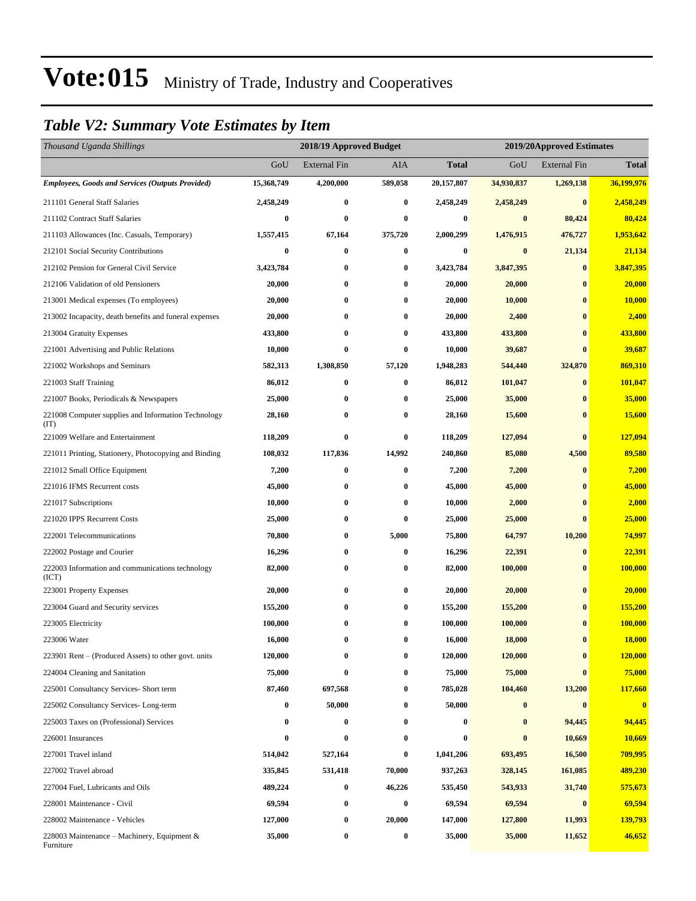# Vote:015 Ministry of Trade, Industry and Cooperatives

## *Table V2: Summary Vote Estimates by Item*

| *Thousand Uganda Shillings* | 2018/19 Approved Budget | | | | 2019/20Approved Estimates | | |
|---|---|---|---|---|---|---|---|
| | GoU | External Fin | AIA | **Total** | GoU | External Fin | **Total** |
| ***Employees, Goods and Services (Outputs Provided)*** | **15,368,749** | **4,200,000** | **589,058** | **20,157,807** | **34,930,837** | **1,269,138** | **36,199,976** |
| 211101 General Staff Salaries | **2,458,249** | **0** | **0** | **2,458,249** | **2,458,249** | **0** | **2,458,249** |
| 211102 Contract Staff Salaries | **0** | **0** | **0** | **0** | **0** | **80,424** | **80,424** |
| 211103 Allowances (Inc. Casuals, Temporary) | **1,557,415** | **67,164** | **375,720** | **2,000,299** | **1,476,915** | **476,727** | **1,953,642** |
| 212101 Social Security Contributions | **0** | **0** | **0** | **0** | **0** | **21,134** | **21,134** |
| 212102 Pension for General Civil Service | **3,423,784** | **0** | **0** | **3,423,784** | **3,847,395** | **0** | **3,847,395** |
| 212106 Validation of old Pensioners | **20,000** | **0** | **0** | **20,000** | **20,000** | **0** | **20,000** |
| 213001 Medical expenses (To employees) | **20,000** | **0** | **0** | **20,000** | **10,000** | **0** | **10,000** |
| 213002 Incapacity, death benefits and funeral expenses | **20,000** | **0** | **0** | **20,000** | **2,400** | **0** | **2,400** |
| 213004 Gratuity Expenses | **433,800** | **0** | **0** | **433,800** | **433,800** | **0** | **433,800** |
| 221001 Advertising and Public Relations | **10,000** | **0** | **0** | **10,000** | **39,687** | **0** | **39,687** |
| 221002 Workshops and Seminars | **582,313** | **1,308,850** | **57,120** | **1,948,283** | **544,440** | **324,870** | **869,310** |
| 221003 Staff Training | **86,012** | **0** | **0** | **86,012** | **101,047** | **0** | **101,047** |
| 221007 Books, Periodicals & Newspapers | **25,000** | **0** | **0** | **25,000** | **35,000** | **0** | **35,000** |
| 221008 Computer supplies and Information Technology (IT) | **28,160** | **0** | **0** | **28,160** | **15,600** | **0** | **15,600** |
| 221009 Welfare and Entertainment | **118,209** | **0** | **0** | **118,209** | **127,094** | **0** | **127,094** |
| 221011 Printing, Stationery, Photocopying and Binding | **108,032** | **117,836** | **14,992** | **240,860** | **85,080** | **4,500** | **89,580** |
| 221012 Small Office Equipment | **7,200** | **0** | **0** | **7,200** | **7,200** | **0** | **7,200** |
| 221016 IFMS Recurrent costs | **45,000** | **0** | **0** | **45,000** | **45,000** | **0** | **45,000** |
| 221017 Subscriptions | **10,000** | **0** | **0** | **10,000** | **2,000** | **0** | **2,000** |
| 221020 IPPS Recurrent Costs | **25,000** | **0** | **0** | **25,000** | **25,000** | **0** | **25,000** |
| 222001 Telecommunications | **70,800** | **0** | **5,000** | **75,800** | **64,797** | **10,200** | **74,997** |
| 222002 Postage and Courier | **16,296** | **0** | **0** | **16,296** | **22,391** | **0** | **22,391** |
| 222003 Information and communications technology (ICT) | **82,000** | **0** | **0** | **82,000** | **100,000** | **0** | **100,000** |
| 223001 Property Expenses | **20,000** | **0** | **0** | **20,000** | **20,000** | **0** | **20,000** |
| 223004 Guard and Security services | **155,200** | **0** | **0** | **155,200** | **155,200** | **0** | **155,200** |
| 223005 Electricity | **100,000** | **0** | **0** | **100,000** | **100,000** | **0** | **100,000** |
| 223006 Water | **16,000** | **0** | **0** | **16,000** | **18,000** | **0** | **18,000** |
| 223901 Rent – (Produced Assets) to other govt. units | **120,000** | **0** | **0** | **120,000** | **120,000** | **0** | **120,000** |
| 224004 Cleaning and Sanitation | **75,000** | **0** | **0** | **75,000** | **75,000** | **0** | **75,000** |
| 225001 Consultancy Services- Short term | **87,460** | **697,568** | **0** | **785,028** | **104,460** | **13,200** | **117,660** |
| 225002 Consultancy Services- Long-term | **0** | **50,000** | **0** | **50,000** | **0** | **0** | **0** |
| 225003 Taxes on (Professional) Services | **0** | **0** | **0** | **0** | **0** | **94,445** | **94,445** |
| 226001 Insurances | **0** | **0** | **0** | **0** | **0** | **10,669** | **10,669** |
| 227001 Travel inland | **514,042** | **527,164** | **0** | **1,041,206** | **693,495** | **16,500** | **709,995** |
| 227002 Travel abroad | **335,845** | **531,418** | **70,000** | **937,263** | **328,145** | **161,085** | **489,230** |
| 227004 Fuel, Lubricants and Oils | **489,224** | **0** | **46,226** | **535,450** | **543,933** | **31,740** | **575,673** |
| 228001 Maintenance - Civil | **69,594** | **0** | **0** | **69,594** | **69,594** | **0** | **69,594** |
| 228002 Maintenance - Vehicles | **127,000** | **0** | **20,000** | **147,000** | **127,800** | **11,993** | **139,793** |
| 228003 Maintenance – Machinery, Equipment & Furniture | **35,000** | **0** | **0** | **35,000** | **35,000** | **11,652** | **46,652** |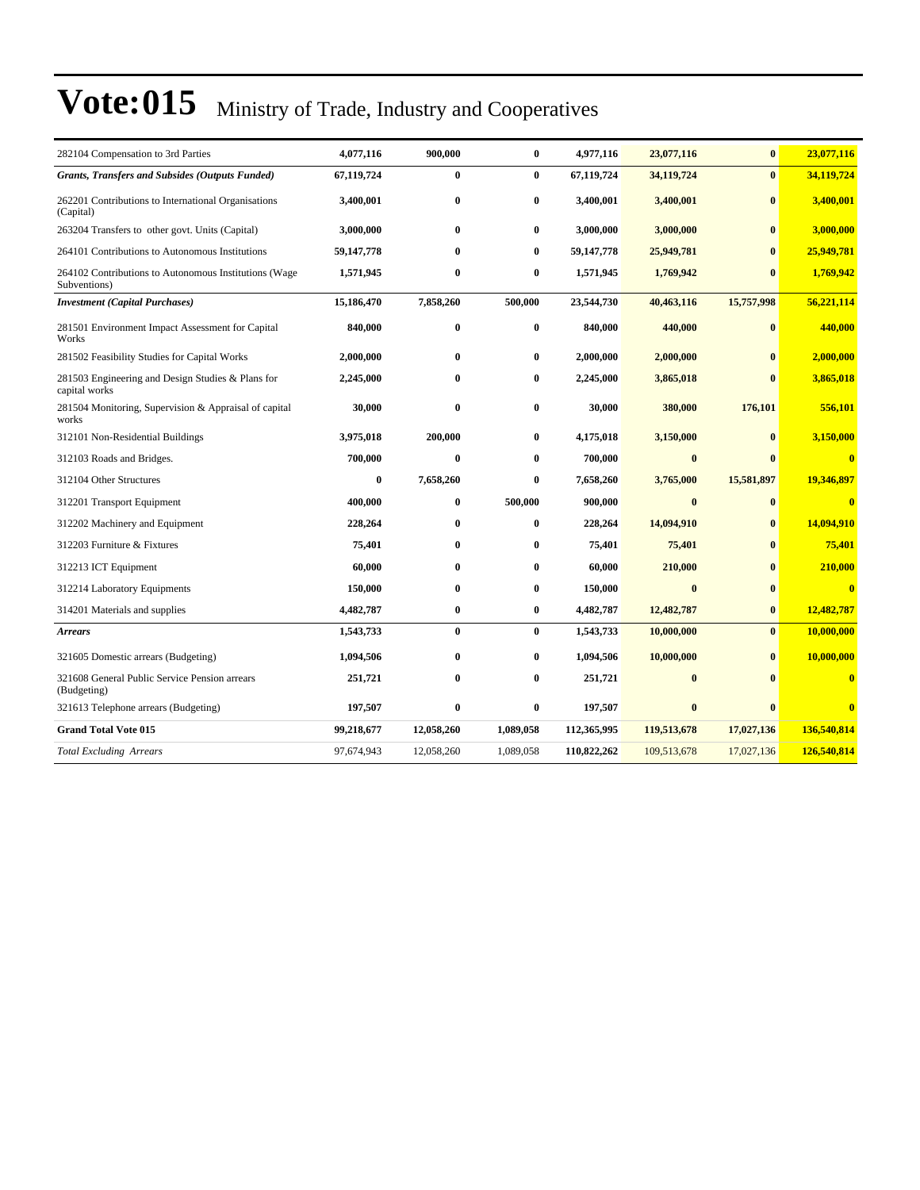# Vote:015 Ministry of Trade, Industry and Cooperatives

| | | | | | | | |
|---|---|---|---|---|---|---|---|
| 282104 Compensation to 3rd Parties | 4,077,116 | 900,000 | 0 | 4,977,116 | 23,077,116 | 0 | 23,077,116 |
| ***Grants, Transfers and Subsides (Outputs Funded)*** | **67,119,724** | **0** | **0** | **67,119,724** | **34,119,724** | **0** | **34,119,724** |
| 262201 Contributions to International Organisations (Capital) | 3,400,001 | 0 | 0 | 3,400,001 | 3,400,001 | 0 | 3,400,001 |
| 263204 Transfers to other govt. Units (Capital) | 3,000,000 | 0 | 0 | 3,000,000 | 3,000,000 | 0 | 3,000,000 |
| 264101 Contributions to Autonomous Institutions | 59,147,778 | 0 | 0 | 59,147,778 | 25,949,781 | 0 | 25,949,781 |
| 264102 Contributions to Autonomous Institutions (Wage Subventions) | 1,571,945 | 0 | 0 | 1,571,945 | 1,769,942 | 0 | 1,769,942 |
| ***Investment (Capital Purchases)*** | **15,186,470** | **7,858,260** | **500,000** | **23,544,730** | **40,463,116** | **15,757,998** | **56,221,114** |
| 281501 Environment Impact Assessment for Capital Works | 840,000 | 0 | 0 | 840,000 | 440,000 | 0 | 440,000 |
| 281502 Feasibility Studies for Capital Works | 2,000,000 | 0 | 0 | 2,000,000 | 2,000,000 | 0 | 2,000,000 |
| 281503 Engineering and Design Studies & Plans for capital works | 2,245,000 | 0 | 0 | 2,245,000 | 3,865,018 | 0 | 3,865,018 |
| 281504 Monitoring, Supervision & Appraisal of capital works | 30,000 | 0 | 0 | 30,000 | 380,000 | 176,101 | 556,101 |
| 312101 Non-Residential Buildings | 3,975,018 | 200,000 | 0 | 4,175,018 | 3,150,000 | 0 | 3,150,000 |
| 312103 Roads and Bridges. | 700,000 | 0 | 0 | 700,000 | 0 | 0 | 0 |
| 312104 Other Structures | 0 | 7,658,260 | 0 | 7,658,260 | 3,765,000 | 15,581,897 | 19,346,897 |
| 312201 Transport Equipment | 400,000 | 0 | 500,000 | 900,000 | 0 | 0 | 0 |
| 312202 Machinery and Equipment | 228,264 | 0 | 0 | 228,264 | 14,094,910 | 0 | 14,094,910 |
| 312203 Furniture & Fixtures | 75,401 | 0 | 0 | 75,401 | 75,401 | 0 | 75,401 |
| 312213 ICT Equipment | 60,000 | 0 | 0 | 60,000 | 210,000 | 0 | 210,000 |
| 312214 Laboratory Equipments | 150,000 | 0 | 0 | 150,000 | 0 | 0 | 0 |
| 314201 Materials and supplies | 4,482,787 | 0 | 0 | 4,482,787 | 12,482,787 | 0 | 12,482,787 |
| ***Arrears*** | **1,543,733** | **0** | **0** | **1,543,733** | **10,000,000** | **0** | **10,000,000** |
| 321605 Domestic arrears (Budgeting) | 1,094,506 | 0 | 0 | 1,094,506 | 10,000,000 | 0 | 10,000,000 |
| 321608 General Public Service Pension arrears (Budgeting) | 251,721 | 0 | 0 | 251,721 | 0 | 0 | 0 |
| 321613 Telephone arrears (Budgeting) | 197,507 | 0 | 0 | 197,507 | 0 | 0 | 0 |
| **Grand Total Vote 015** | **99,218,677** | **12,058,260** | **1,089,058** | **112,365,995** | **119,513,678** | **17,027,136** | **136,540,814** |
| *Total Excluding Arrears* | 97,674,943 | 12,058,260 | 1,089,058 | **110,822,262** | 109,513,678 | 17,027,136 | **126,540,814** |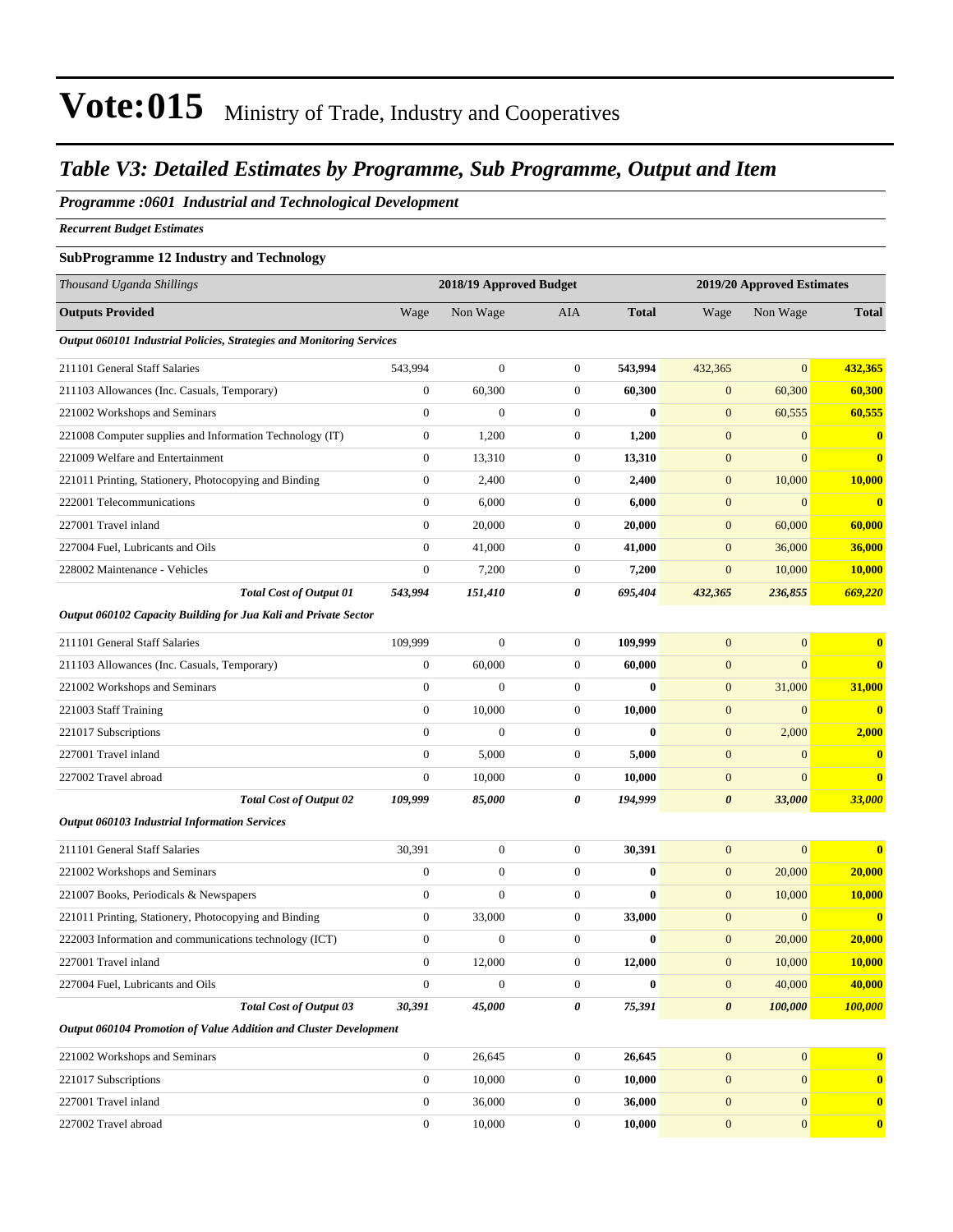# Vote:015 Ministry of Trade, Industry and Cooperatives

## *Table V3: Detailed Estimates by Programme, Sub Programme, Output and Item*

### *Programme :0601 Industrial and Technological Development*

***Recurrent Budget Estimates***

**SubProgramme 12 Industry and Technology**

| *Thousand Uganda Shillings* | 2018/19 Approved Budget | | | | 2019/20 Approved Estimates | | |
|---|---|---|---|---|---|---|---|
| **Outputs Provided** | Wage | Non Wage | AIA | **Total** | Wage | Non Wage | **Total** |
| ***Output 060101 Industrial Policies, Strategies and Monitoring Services*** | | | | | | | |
| 211101 General Staff Salaries | 543,994 | 0 | 0 | **543,994** | 432,365 | 0 | **432,365** |
| 211103 Allowances (Inc. Casuals, Temporary) | 0 | 60,300 | 0 | **60,300** | 0 | 60,300 | **60,300** |
| 221002 Workshops and Seminars | 0 | 0 | 0 | **0** | 0 | 60,555 | **60,555** |
| 221008 Computer supplies and Information Technology (IT) | 0 | 1,200 | 0 | **1,200** | 0 | 0 | **0** |
| 221009 Welfare and Entertainment | 0 | 13,310 | 0 | **13,310** | 0 | 0 | **0** |
| 221011 Printing, Stationery, Photocopying and Binding | 0 | 2,400 | 0 | **2,400** | 0 | 10,000 | **10,000** |
| 222001 Telecommunications | 0 | 6,000 | 0 | **6,000** | 0 | 0 | **0** |
| 227001 Travel inland | 0 | 20,000 | 0 | **20,000** | 0 | 60,000 | **60,000** |
| 227004 Fuel, Lubricants and Oils | 0 | 41,000 | 0 | **41,000** | 0 | 36,000 | **36,000** |
| 228002 Maintenance - Vehicles | 0 | 7,200 | 0 | **7,200** | 0 | 10,000 | **10,000** |
| ***Total Cost of Output 01*** | ***543,994*** | ***151,410*** | ***0*** | ***695,404*** | ***432,365*** | ***236,855*** | ***669,220*** |
| ***Output 060102 Capacity Building for Jua Kali and Private Sector*** | | | | | | | |
| 211101 General Staff Salaries | 109,999 | 0 | 0 | **109,999** | 0 | 0 | **0** |
| 211103 Allowances (Inc. Casuals, Temporary) | 0 | 60,000 | 0 | **60,000** | 0 | 0 | **0** |
| 221002 Workshops and Seminars | 0 | 0 | 0 | **0** | 0 | 31,000 | **31,000** |
| 221003 Staff Training | 0 | 10,000 | 0 | **10,000** | 0 | 0 | **0** |
| 221017 Subscriptions | 0 | 0 | 0 | **0** | 0 | 2,000 | **2,000** |
| 227001 Travel inland | 0 | 5,000 | 0 | **5,000** | 0 | 0 | **0** |
| 227002 Travel abroad | 0 | 10,000 | 0 | **10,000** | 0 | 0 | **0** |
| ***Total Cost of Output 02*** | ***109,999*** | ***85,000*** | ***0*** | ***194,999*** | ***0*** | ***33,000*** | ***33,000*** |
| ***Output 060103 Industrial Information Services*** | | | | | | | |
| 211101 General Staff Salaries | 30,391 | 0 | 0 | **30,391** | 0 | 0 | **0** |
| 221002 Workshops and Seminars | 0 | 0 | 0 | **0** | 0 | 20,000 | **20,000** |
| 221007 Books, Periodicals & Newspapers | 0 | 0 | 0 | **0** | 0 | 10,000 | **10,000** |
| 221011 Printing, Stationery, Photocopying and Binding | 0 | 33,000 | 0 | **33,000** | 0 | 0 | **0** |
| 222003 Information and communications technology (ICT) | 0 | 0 | 0 | **0** | 0 | 20,000 | **20,000** |
| 227001 Travel inland | 0 | 12,000 | 0 | **12,000** | 0 | 10,000 | **10,000** |
| 227004 Fuel, Lubricants and Oils | 0 | 0 | 0 | **0** | 0 | 40,000 | **40,000** |
| ***Total Cost of Output 03*** | ***30,391*** | ***45,000*** | ***0*** | ***75,391*** | ***0*** | ***100,000*** | ***100,000*** |
| ***Output 060104 Promotion of Value Addition and Cluster Development*** | | | | | | | |
| 221002 Workshops and Seminars | 0 | 26,645 | 0 | **26,645** | 0 | 0 | **0** |
| 221017 Subscriptions | 0 | 10,000 | 0 | **10,000** | 0 | 0 | **0** |
| 227001 Travel inland | 0 | 36,000 | 0 | **36,000** | 0 | 0 | **0** |
| 227002 Travel abroad | 0 | 10,000 | 0 | **10,000** | 0 | 0 | **0** |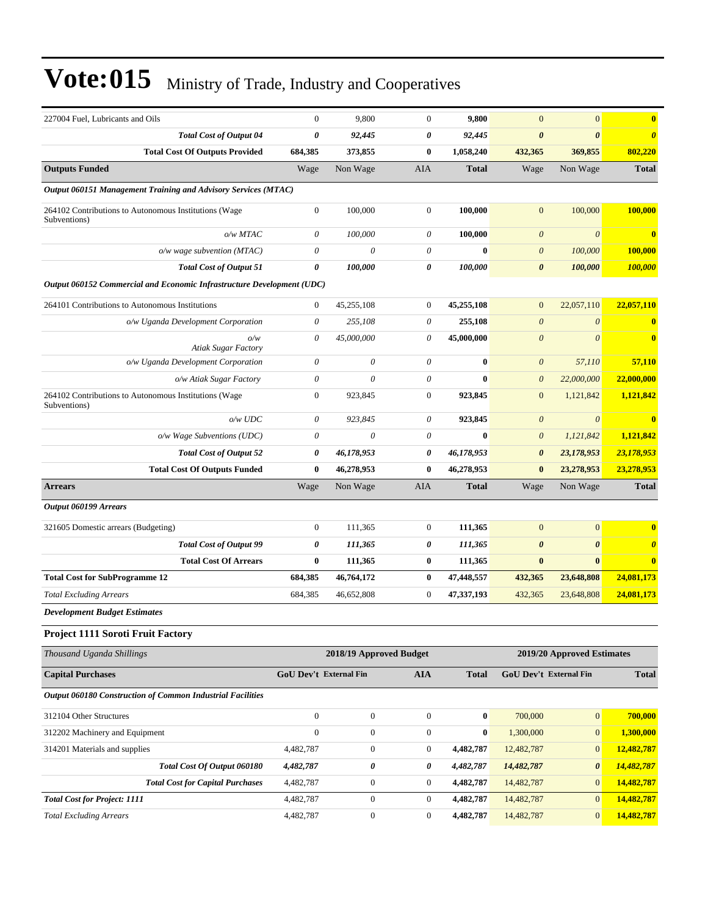| | | | | | | | |
|---|---|---|---|---|---|---|---|
| 227004 Fuel, Lubricants and Oils | 0 | 9,800 | 0 | **9,800** | 0 | 0 | **0** |
| ***Total Cost of Output 04*** | ***0*** | ***92,445*** | ***0*** | ***92,445*** | ***0*** | ***0*** | ***0*** |
| **Total Cost Of Outputs Provided** | **684,385** | **373,855** | **0** | **1,058,240** | **432,365** | **369,855** | **802,220** |
| **Outputs Funded** | Wage | Non Wage | AIA | **Total** | Wage | Non Wage | **Total** |
| ***Output 060151 Management Training and Advisory Services (MTAC)*** | | | | | | | |
| 264102 Contributions to Autonomous Institutions (Wage Subventions) | 0 | 100,000 | 0 | **100,000** | 0 | 100,000 | **100,000** |
| *o/w MTAC* | *0* | *100,000* | *0* | **100,000** | *0* | *0* | **0** |
| *o/w wage subvention (MTAC)* | *0* | *0* | *0* | **0** | *0* | *100,000* | **100,000** |
| ***Total Cost of Output 51*** | ***0*** | ***100,000*** | ***0*** | ***100,000*** | ***0*** | ***100,000*** | ***100,000*** |
| ***Output 060152 Commercial and Economic Infrastructure Development (UDC)*** | | | | | | | |
| 264101 Contributions to Autonomous Institutions | 0 | 45,255,108 | 0 | **45,255,108** | 0 | 22,057,110 | **22,057,110** |
| *o/w Uganda Development Corporation* | *0* | *255,108* | *0* | **255,108** | *0* | *0* | **0** |
| *o/w Atiak Sugar Factory* | *0* | *45,000,000* | *0* | **45,000,000** | *0* | *0* | **0** |
| *o/w Uganda Development Corporation* | *0* | *0* | *0* | **0** | *0* | *57,110* | **57,110** |
| *o/w Atiak Sugar Factory* | *0* | *0* | *0* | **0** | *0* | *22,000,000* | **22,000,000** |
| 264102 Contributions to Autonomous Institutions (Wage Subventions) | 0 | 923,845 | 0 | **923,845** | 0 | 1,121,842 | **1,121,842** |
| *o/w UDC* | *0* | *923,845* | *0* | **923,845** | *0* | *0* | **0** |
| *o/w Wage Subventions (UDC)* | *0* | *0* | *0* | **0** | *0* | *1,121,842* | **1,121,842** |
| ***Total Cost of Output 52*** | ***0*** | ***46,178,953*** | ***0*** | ***46,178,953*** | ***0*** | ***23,178,953*** | ***23,178,953*** |
| **Total Cost Of Outputs Funded** | **0** | **46,278,953** | **0** | **46,278,953** | **0** | **23,278,953** | **23,278,953** |
| **Arrears** | Wage | Non Wage | AIA | **Total** | Wage | Non Wage | **Total** |
| ***Output 060199 Arrears*** | | | | | | | |
| 321605 Domestic arrears (Budgeting) | 0 | 111,365 | 0 | **111,365** | 0 | 0 | **0** |
| ***Total Cost of Output 99*** | ***0*** | ***111,365*** | ***0*** | ***111,365*** | ***0*** | ***0*** | ***0*** |
| **Total Cost Of Arrears** | **0** | **111,365** | **0** | **111,365** | **0** | **0** | **0** |
| **Total Cost for SubProgramme 12** | **684,385** | **46,764,172** | **0** | **47,448,557** | **432,365** | **23,648,808** | **24,081,173** |
| *Total Excluding Arrears* | 684,385 | 46,652,808 | 0 | **47,337,193** | 432,365 | 23,648,808 | **24,081,173** |

***Development Budget Estimates***

**Project 1111 Soroti Fruit Factory**

| *Thousand Uganda Shillings* | 2018/19 Approved Budget | | | | 2019/20 Approved Estimates | | |
|---|---|---|---|---|---|---|---|
| **Capital Purchases** | **GoU Dev't** | **External Fin** | **AIA** | **Total** | **GoU Dev't** | **External Fin** | **Total** |
| ***Output 060180 Construction of Common Industrial Facilities*** | | | | | | | |
| 312104 Other Structures | 0 | 0 | 0 | **0** | 700,000 | 0 | **700,000** |
| 312202 Machinery and Equipment | 0 | 0 | 0 | **0** | 1,300,000 | 0 | **1,300,000** |
| 314201 Materials and supplies | 4,482,787 | 0 | 0 | **4,482,787** | 12,482,787 | 0 | **12,482,787** |
| ***Total Cost Of Output 060180*** | ***4,482,787*** | ***0*** | ***0*** | ***4,482,787*** | ***14,482,787*** | ***0*** | ***14,482,787*** |
| ***Total Cost for Capital Purchases*** | 4,482,787 | 0 | 0 | **4,482,787** | 14,482,787 | 0 | **14,482,787** |
| ***Total Cost for Project: 1111*** | 4,482,787 | 0 | 0 | **4,482,787** | 14,482,787 | 0 | **14,482,787** |
| *Total Excluding Arrears* | 4,482,787 | 0 | 0 | **4,482,787** | 14,482,787 | 0 | **14,482,787** |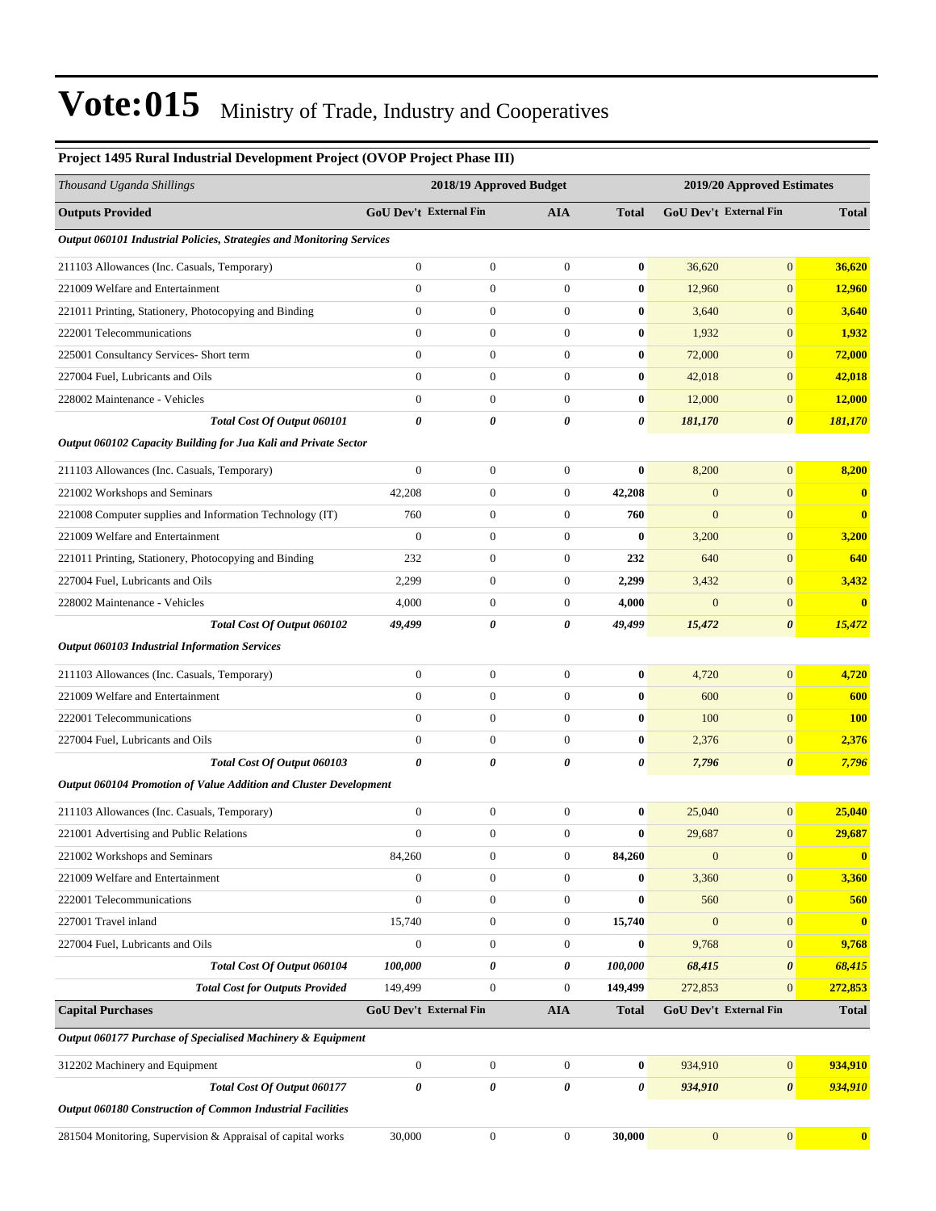# Vote:015 Ministry of Trade, Industry and Cooperatives

## Project 1495 Rural Industrial Development Project (OVOP Project Phase III)

| *Thousand Uganda Shillings* | 2018/19 Approved Budget | | | | 2019/20 Approved Estimates | | |
|---|---|---|---|---|---|---|---|
| **Outputs Provided** | **GoU Dev't** | **External Fin** | **AIA** | **Total** | **GoU Dev't** | **External Fin** | **Total** |
| ***Output 060101 Industrial Policies, Strategies and Monitoring Services*** | | | | | | | |
| 211103 Allowances (Inc. Casuals, Temporary) | 0 | 0 | 0 | **0** | 36,620 | 0 | **36,620** |
| 221009 Welfare and Entertainment | 0 | 0 | 0 | **0** | 12,960 | 0 | **12,960** |
| 221011 Printing, Stationery, Photocopying and Binding | 0 | 0 | 0 | **0** | 3,640 | 0 | **3,640** |
| 222001 Telecommunications | 0 | 0 | 0 | **0** | 1,932 | 0 | **1,932** |
| 225001 Consultancy Services- Short term | 0 | 0 | 0 | **0** | 72,000 | 0 | **72,000** |
| 227004 Fuel, Lubricants and Oils | 0 | 0 | 0 | **0** | 42,018 | 0 | **42,018** |
| 228002 Maintenance - Vehicles | 0 | 0 | 0 | **0** | 12,000 | 0 | **12,000** |
| ***Total Cost Of Output 060101*** | ***0*** | ***0*** | ***0*** | ***0*** | ***181,170*** | ***0*** | ***181,170*** |
| ***Output 060102 Capacity Building for Jua Kali and Private Sector*** | | | | | | | |
| 211103 Allowances (Inc. Casuals, Temporary) | 0 | 0 | 0 | **0** | 8,200 | 0 | **8,200** |
| 221002 Workshops and Seminars | 42,208 | 0 | 0 | **42,208** | 0 | 0 | **0** |
| 221008 Computer supplies and Information Technology (IT) | 760 | 0 | 0 | **760** | 0 | 0 | **0** |
| 221009 Welfare and Entertainment | 0 | 0 | 0 | **0** | 3,200 | 0 | **3,200** |
| 221011 Printing, Stationery, Photocopying and Binding | 232 | 0 | 0 | **232** | 640 | 0 | **640** |
| 227004 Fuel, Lubricants and Oils | 2,299 | 0 | 0 | **2,299** | 3,432 | 0 | **3,432** |
| 228002 Maintenance - Vehicles | 4,000 | 0 | 0 | **4,000** | 0 | 0 | **0** |
| ***Total Cost Of Output 060102*** | ***49,499*** | ***0*** | ***0*** | ***49,499*** | ***15,472*** | ***0*** | ***15,472*** |
| ***Output 060103 Industrial Information Services*** | | | | | | | |
| 211103 Allowances (Inc. Casuals, Temporary) | 0 | 0 | 0 | **0** | 4,720 | 0 | **4,720** |
| 221009 Welfare and Entertainment | 0 | 0 | 0 | **0** | 600 | 0 | **600** |
| 222001 Telecommunications | 0 | 0 | 0 | **0** | 100 | 0 | **100** |
| 227004 Fuel, Lubricants and Oils | 0 | 0 | 0 | **0** | 2,376 | 0 | **2,376** |
| ***Total Cost Of Output 060103*** | ***0*** | ***0*** | ***0*** | ***0*** | ***7,796*** | ***0*** | ***7,796*** |
| ***Output 060104 Promotion of Value Addition and Cluster Development*** | | | | | | | |
| 211103 Allowances (Inc. Casuals, Temporary) | 0 | 0 | 0 | **0** | 25,040 | 0 | **25,040** |
| 221001 Advertising and Public Relations | 0 | 0 | 0 | **0** | 29,687 | 0 | **29,687** |
| 221002 Workshops and Seminars | 84,260 | 0 | 0 | **84,260** | 0 | 0 | **0** |
| 221009 Welfare and Entertainment | 0 | 0 | 0 | **0** | 3,360 | 0 | **3,360** |
| 222001 Telecommunications | 0 | 0 | 0 | **0** | 560 | 0 | **560** |
| 227001 Travel inland | 15,740 | 0 | 0 | **15,740** | 0 | 0 | **0** |
| 227004 Fuel, Lubricants and Oils | 0 | 0 | 0 | **0** | 9,768 | 0 | **9,768** |
| ***Total Cost Of Output 060104*** | ***100,000*** | ***0*** | ***0*** | ***100,000*** | ***68,415*** | ***0*** | ***68,415*** |
| ***Total Cost for Outputs Provided*** | 149,499 | 0 | 0 | **149,499** | 272,853 | 0 | **272,853** |
| **Capital Purchases** | **GoU Dev't** | **External Fin** | **AIA** | **Total** | **GoU Dev't** | **External Fin** | **Total** |
| ***Output 060177 Purchase of Specialised Machinery & Equipment*** | | | | | | | |
| 312202 Machinery and Equipment | 0 | 0 | 0 | **0** | 934,910 | 0 | **934,910** |
| ***Total Cost Of Output 060177*** | ***0*** | ***0*** | ***0*** | ***0*** | ***934,910*** | ***0*** | ***934,910*** |
| ***Output 060180 Construction of Common Industrial Facilities*** | | | | | | | |
| 281504 Monitoring, Supervision & Appraisal of capital works | 30,000 | 0 | 0 | **30,000** | 0 | 0 | **0** |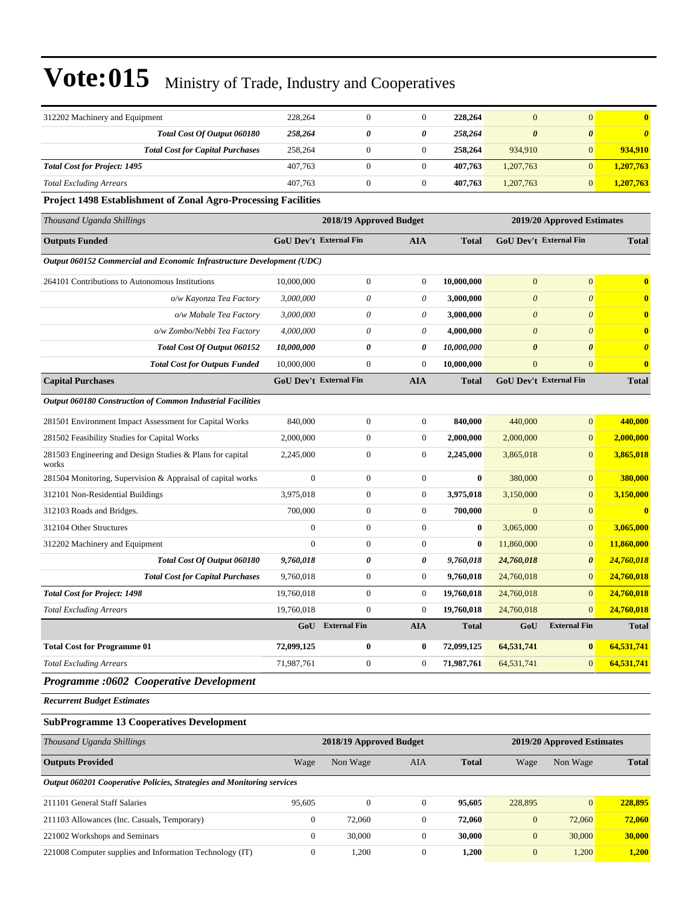# Vote:015 Ministry of Trade, Industry and Cooperatives

| | | | | | | | |
|---|---|---|---|---|---|---|---|
| 312202 Machinery and Equipment | 228,264 | 0 | 0 | **228,264** | 0 | 0 | **0** |
| ***Total Cost Of Output 060180*** | ***258,264*** | ***0*** | ***0*** | ***258,264*** | ***0*** | ***0*** | ***0*** |
| **Total Cost for Capital Purchases** | 258,264 | 0 | 0 | **258,264** | 934,910 | 0 | **934,910** |
| ***Total Cost for Project: 1495*** | 407,763 | 0 | 0 | **407,763** | 1,207,763 | 0 | **1,207,763** |
| *Total Excluding Arrears* | 407,763 | 0 | 0 | **407,763** | 1,207,763 | 0 | **1,207,763** |

**Project 1498 Establishment of Zonal Agro-Processing Facilities**

| *Thousand Uganda Shillings* | 2018/19 Approved Budget | | | | 2019/20 Approved Estimates | | |
|---|---|---|---|---|---|---|---|
| **Outputs Funded** | **GoU Dev't** | **External Fin** | **AIA** | **Total** | **GoU Dev't** | **External Fin** | **Total** |
| ***Output 060152 Commercial and Economic Infrastructure Development (UDC)*** | | | | | | | |
| 264101 Contributions to Autonomous Institutions | 10,000,000 | 0 | 0 | **10,000,000** | 0 | 0 | **0** |
| *o/w Kayonza Tea Factory* | *3,000,000* | *0* | *0* | **3,000,000** | *0* | *0* | **0** |
| *o/w Mabale Tea Factory* | *3,000,000* | *0* | *0* | **3,000,000** | *0* | *0* | **0** |
| *o/w Zombo/Nebbi Tea Factory* | *4,000,000* | *0* | *0* | **4,000,000** | *0* | *0* | **0** |
| ***Total Cost Of Output 060152*** | ***10,000,000*** | ***0*** | ***0*** | ***10,000,000*** | ***0*** | ***0*** | ***0*** |
| **Total Cost for Outputs Funded** | 10,000,000 | 0 | 0 | **10,000,000** | 0 | 0 | **0** |
| **Capital Purchases** | **GoU Dev't** | **External Fin** | **AIA** | **Total** | **GoU Dev't** | **External Fin** | **Total** |
| ***Output 060180 Construction of Common Industrial Facilities*** | | | | | | | |
| 281501 Environment Impact Assessment for Capital Works | 840,000 | 0 | 0 | **840,000** | 440,000 | 0 | **440,000** |
| 281502 Feasibility Studies for Capital Works | 2,000,000 | 0 | 0 | **2,000,000** | 2,000,000 | 0 | **2,000,000** |
| 281503 Engineering and Design Studies & Plans for capital works | 2,245,000 | 0 | 0 | **2,245,000** | 3,865,018 | 0 | **3,865,018** |
| 281504 Monitoring, Supervision & Appraisal of capital works | 0 | 0 | 0 | **0** | 380,000 | 0 | **380,000** |
| 312101 Non-Residential Buildings | 3,975,018 | 0 | 0 | **3,975,018** | 3,150,000 | 0 | **3,150,000** |
| 312103 Roads and Bridges. | 700,000 | 0 | 0 | **700,000** | 0 | 0 | **0** |
| 312104 Other Structures | 0 | 0 | 0 | **0** | 3,065,000 | 0 | **3,065,000** |
| 312202 Machinery and Equipment | 0 | 0 | 0 | **0** | 11,860,000 | 0 | **11,860,000** |
| ***Total Cost Of Output 060180*** | ***9,760,018*** | ***0*** | ***0*** | ***9,760,018*** | ***24,760,018*** | ***0*** | ***24,760,018*** |
| **Total Cost for Capital Purchases** | 9,760,018 | 0 | 0 | **9,760,018** | 24,760,018 | 0 | **24,760,018** |
| ***Total Cost for Project: 1498*** | 19,760,018 | 0 | 0 | **19,760,018** | 24,760,018 | 0 | **24,760,018** |
| *Total Excluding Arrears* | 19,760,018 | 0 | 0 | **19,760,018** | 24,760,018 | 0 | **24,760,018** |
| | **GoU** | **External Fin** | **AIA** | **Total** | **GoU** | **External Fin** | **Total** |
| **Total Cost for Programme 01** | **72,099,125** | **0** | **0** | **72,099,125** | **64,531,741** | **0** | **64,531,741** |
| *Total Excluding Arrears* | 71,987,761 | 0 | 0 | **71,987,761** | 64,531,741 | 0 | **64,531,741** |

## *Programme :0602 Cooperative Development*

***Recurrent Budget Estimates***

**SubProgramme 13 Cooperatives Development**

| *Thousand Uganda Shillings* | 2018/19 Approved Budget | | | | 2019/20 Approved Estimates | | |
|---|---|---|---|---|---|---|---|
| **Outputs Provided** | Wage | Non Wage | AIA | **Total** | Wage | Non Wage | **Total** |
| ***Output 060201 Cooperative Policies, Strategies and Monitoring services*** | | | | | | | |
| 211101 General Staff Salaries | 95,605 | 0 | 0 | **95,605** | 228,895 | 0 | **228,895** |
| 211103 Allowances (Inc. Casuals, Temporary) | 0 | 72,060 | 0 | **72,060** | 0 | 72,060 | **72,060** |
| 221002 Workshops and Seminars | 0 | 30,000 | 0 | **30,000** | 0 | 30,000 | **30,000** |
| 221008 Computer supplies and Information Technology (IT) | 0 | 1,200 | 0 | **1,200** | 0 | 1,200 | **1,200** |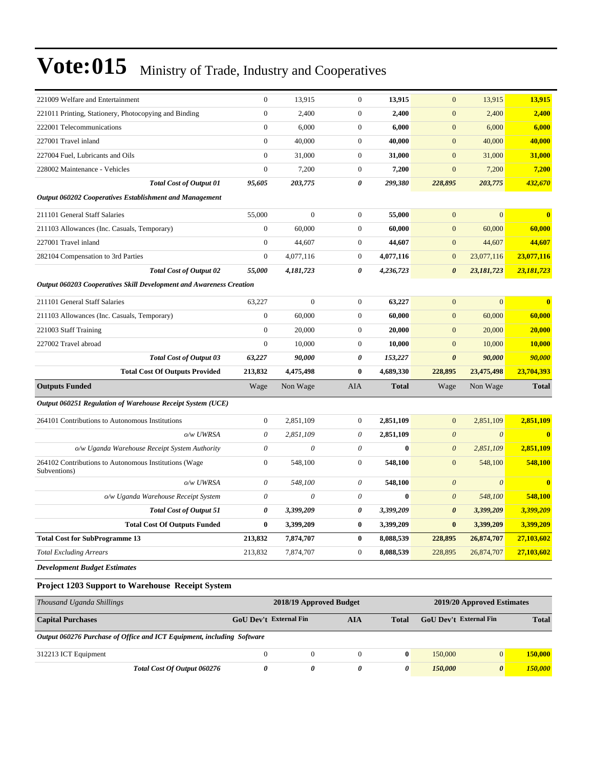# Vote:015 Ministry of Trade, Industry and Cooperatives

| | | | | | | | |
|---|---|---|---|---|---|---|---|
| 221009 Welfare and Entertainment | 0 | 13,915 | 0 | **13,915** | 0 | 13,915 | **13,915** |
| 221011 Printing, Stationery, Photocopying and Binding | 0 | 2,400 | 0 | **2,400** | 0 | 2,400 | **2,400** |
| 222001 Telecommunications | 0 | 6,000 | 0 | **6,000** | 0 | 6,000 | **6,000** |
| 227001 Travel inland | 0 | 40,000 | 0 | **40,000** | 0 | 40,000 | **40,000** |
| 227004 Fuel, Lubricants and Oils | 0 | 31,000 | 0 | **31,000** | 0 | 31,000 | **31,000** |
| 228002 Maintenance - Vehicles | 0 | 7,200 | 0 | **7,200** | 0 | 7,200 | **7,200** |
| ***Total Cost of Output 01*** | ***95,605*** | ***203,775*** | ***0*** | ***299,380*** | ***228,895*** | ***203,775*** | ***432,670*** |
| ***Output 060202 Cooperatives Establishment and Management*** | | | | | | | |
| 211101 General Staff Salaries | 55,000 | 0 | 0 | **55,000** | 0 | 0 | **0** |
| 211103 Allowances (Inc. Casuals, Temporary) | 0 | 60,000 | 0 | **60,000** | 0 | 60,000 | **60,000** |
| 227001 Travel inland | 0 | 44,607 | 0 | **44,607** | 0 | 44,607 | **44,607** |
| 282104 Compensation to 3rd Parties | 0 | 4,077,116 | 0 | **4,077,116** | 0 | 23,077,116 | **23,077,116** |
| ***Total Cost of Output 02*** | ***55,000*** | ***4,181,723*** | ***0*** | ***4,236,723*** | ***0*** | ***23,181,723*** | ***23,181,723*** |
| ***Output 060203 Cooperatives Skill Development and Awareness Creation*** | | | | | | | |
| 211101 General Staff Salaries | 63,227 | 0 | 0 | **63,227** | 0 | 0 | **0** |
| 211103 Allowances (Inc. Casuals, Temporary) | 0 | 60,000 | 0 | **60,000** | 0 | 60,000 | **60,000** |
| 221003 Staff Training | 0 | 20,000 | 0 | **20,000** | 0 | 20,000 | **20,000** |
| 227002 Travel abroad | 0 | 10,000 | 0 | **10,000** | 0 | 10,000 | **10,000** |
| ***Total Cost of Output 03*** | ***63,227*** | ***90,000*** | ***0*** | ***153,227*** | ***0*** | ***90,000*** | ***90,000*** |
| **Total Cost Of Outputs Provided** | **213,832** | **4,475,498** | **0** | **4,689,330** | **228,895** | **23,475,498** | **23,704,393** |
| **Outputs Funded** | Wage | Non Wage | AIA | **Total** | Wage | Non Wage | **Total** |
| ***Output 060251 Regulation of Warehouse Receipt System (UCE)*** | | | | | | | |
| 264101 Contributions to Autonomous Institutions | 0 | 2,851,109 | 0 | **2,851,109** | 0 | 2,851,109 | **2,851,109** |
| *o/w UWRSA* | *0* | *2,851,109* | *0* | **2,851,109** | *0* | *0* | **0** |
| *o/w Uganda Warehouse Receipt System Authority* | *0* | *0* | *0* | **0** | *0* | *2,851,109* | **2,851,109** |
| 264102 Contributions to Autonomous Institutions (Wage Subventions) | 0 | 548,100 | 0 | **548,100** | 0 | 548,100 | **548,100** |
| *o/w UWRSA* | *0* | *548,100* | *0* | **548,100** | *0* | *0* | **0** |
| *o/w Uganda Warehouse Receipt System* | *0* | *0* | *0* | **0** | *0* | *548,100* | **548,100** |
| ***Total Cost of Output 51*** | ***0*** | ***3,399,209*** | ***0*** | ***3,399,209*** | ***0*** | ***3,399,209*** | ***3,399,209*** |
| **Total Cost Of Outputs Funded** | **0** | **3,399,209** | **0** | **3,399,209** | **0** | **3,399,209** | **3,399,209** |
| **Total Cost for SubProgramme 13** | **213,832** | **7,874,707** | **0** | **8,088,539** | **228,895** | **26,874,707** | **27,103,602** |
| *Total Excluding Arrears* | 213,832 | 7,874,707 | 0 | **8,088,539** | 228,895 | 26,874,707 | **27,103,602** |

***Development Budget Estimates***

### Project 1203 Support to Warehouse Receipt System

| *Thousand Uganda Shillings* | 2018/19 Approved Budget | | | | 2019/20 Approved Estimates | | |
|---|---|---|---|---|---|---|---|
| **Capital Purchases** | **GoU Dev't** | **External Fin** | **AIA** | **Total** | **GoU Dev't** | **External Fin** | **Total** |
| ***Output 060276 Purchase of Office and ICT Equipment, including Software*** | | | | | | | |
| 312213 ICT Equipment | 0 | 0 | 0 | **0** | 150,000 | 0 | **150,000** |
| ***Total Cost Of Output 060276*** | ***0*** | ***0*** | ***0*** | ***0*** | ***150,000*** | ***0*** | ***150,000*** |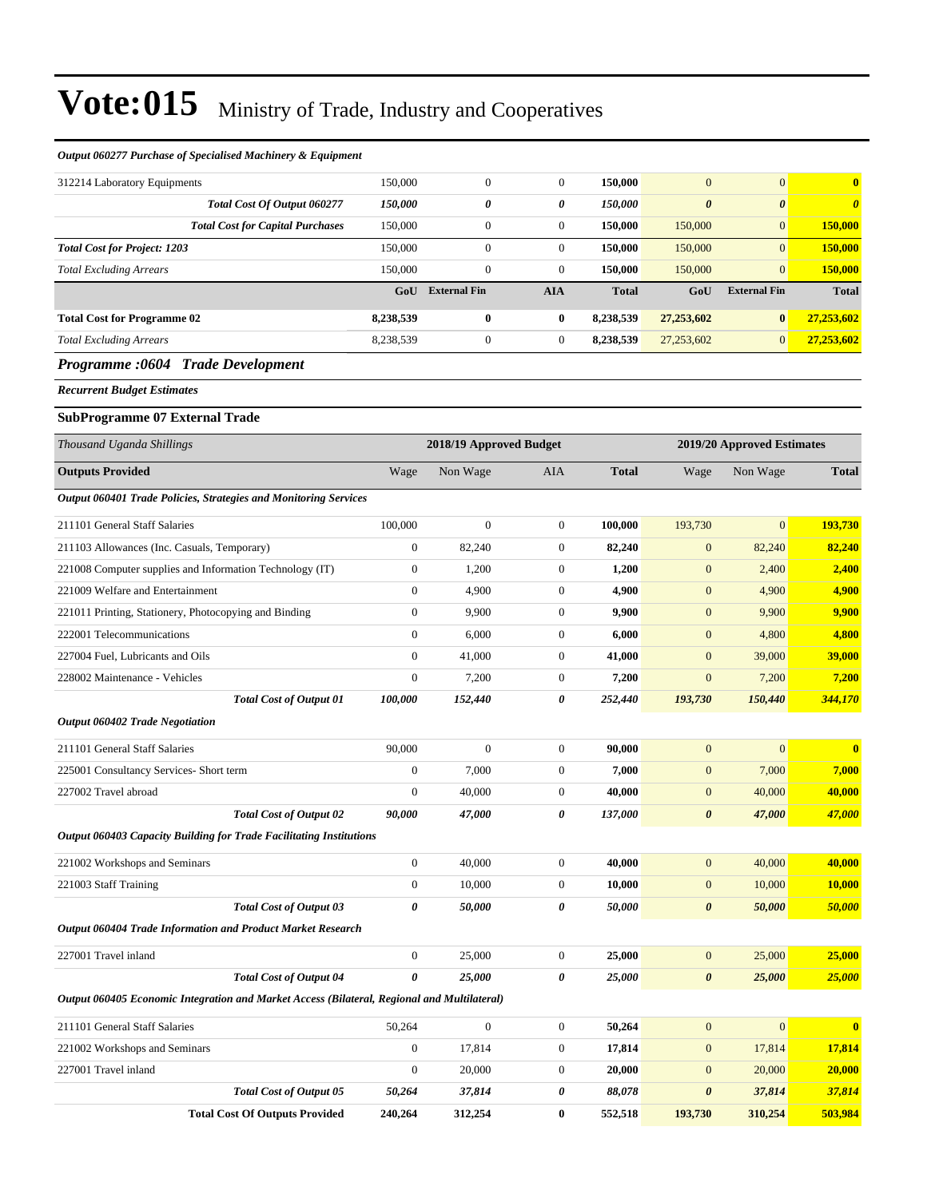# Vote:015 Ministry of Trade, Industry and Cooperatives

| *Output 060277 Purchase of Specialised Machinery & Equipment* | | | | | | | |
|---|---|---|---|---|---|---|---|
| 312214 Laboratory Equipments | 150,000 | 0 | 0 | **150,000** | 0 | 0 | **0** |
| ***Total Cost Of Output 060277*** | ***150,000*** | ***0*** | ***0*** | ***150,000*** | ***0*** | ***0*** | ***0*** |
| ***Total Cost for Capital Purchases*** | 150,000 | 0 | 0 | **150,000** | 150,000 | 0 | **150,000** |
| ***Total Cost for Project: 1203*** | 150,000 | 0 | 0 | **150,000** | 150,000 | 0 | **150,000** |
| *Total Excluding Arrears* | 150,000 | 0 | 0 | **150,000** | 150,000 | 0 | **150,000** |
| | **GoU** | **External Fin** | **AIA** | **Total** | **GoU** | **External Fin** | **Total** |
| **Total Cost for Programme 02** | **8,238,539** | **0** | **0** | **8,238,539** | **27,253,602** | **0** | **27,253,602** |
| *Total Excluding Arrears* | 8,238,539 | 0 | 0 | **8,238,539** | 27,253,602 | 0 | **27,253,602** |

## *Programme :0604 Trade Development*

***Recurrent Budget Estimates***

### SubProgramme 07 External Trade

| *Thousand Uganda Shillings* | 2018/19 Approved Budget | | | | 2019/20 Approved Estimates | | |
|---|---|---|---|---|---|---|---|
| **Outputs Provided** | Wage | Non Wage | AIA | **Total** | Wage | Non Wage | **Total** |
| ***Output 060401 Trade Policies, Strategies and Monitoring Services*** | | | | | | | |
| 211101 General Staff Salaries | 100,000 | 0 | 0 | **100,000** | 193,730 | 0 | **193,730** |
| 211103 Allowances (Inc. Casuals, Temporary) | 0 | 82,240 | 0 | **82,240** | 0 | 82,240 | **82,240** |
| 221008 Computer supplies and Information Technology (IT) | 0 | 1,200 | 0 | **1,200** | 0 | 2,400 | **2,400** |
| 221009 Welfare and Entertainment | 0 | 4,900 | 0 | **4,900** | 0 | 4,900 | **4,900** |
| 221011 Printing, Stationery, Photocopying and Binding | 0 | 9,900 | 0 | **9,900** | 0 | 9,900 | **9,900** |
| 222001 Telecommunications | 0 | 6,000 | 0 | **6,000** | 0 | 4,800 | **4,800** |
| 227004 Fuel, Lubricants and Oils | 0 | 41,000 | 0 | **41,000** | 0 | 39,000 | **39,000** |
| 228002 Maintenance - Vehicles | 0 | 7,200 | 0 | **7,200** | 0 | 7,200 | **7,200** |
| ***Total Cost of Output 01*** | ***100,000*** | ***152,440*** | ***0*** | ***252,440*** | ***193,730*** | ***150,440*** | ***344,170*** |
| ***Output 060402 Trade Negotiation*** | | | | | | | |
| 211101 General Staff Salaries | 90,000 | 0 | 0 | **90,000** | 0 | 0 | **0** |
| 225001 Consultancy Services- Short term | 0 | 7,000 | 0 | **7,000** | 0 | 7,000 | **7,000** |
| 227002 Travel abroad | 0 | 40,000 | 0 | **40,000** | 0 | 40,000 | **40,000** |
| ***Total Cost of Output 02*** | ***90,000*** | ***47,000*** | ***0*** | ***137,000*** | ***0*** | ***47,000*** | ***47,000*** |
| ***Output 060403 Capacity Building for Trade Facilitating Institutions*** | | | | | | | |
| 221002 Workshops and Seminars | 0 | 40,000 | 0 | **40,000** | 0 | 40,000 | **40,000** |
| 221003 Staff Training | 0 | 10,000 | 0 | **10,000** | 0 | 10,000 | **10,000** |
| ***Total Cost of Output 03*** | ***0*** | ***50,000*** | ***0*** | ***50,000*** | ***0*** | ***50,000*** | ***50,000*** |
| ***Output 060404 Trade Information and Product Market Research*** | | | | | | | |
| 227001 Travel inland | 0 | 25,000 | 0 | **25,000** | 0 | 25,000 | **25,000** |
| ***Total Cost of Output 04*** | ***0*** | ***25,000*** | ***0*** | ***25,000*** | ***0*** | ***25,000*** | ***25,000*** |
| ***Output 060405 Economic Integration and Market Access (Bilateral, Regional and Multilateral)*** | | | | | | | |
| 211101 General Staff Salaries | 50,264 | 0 | 0 | **50,264** | 0 | 0 | **0** |
| 221002 Workshops and Seminars | 0 | 17,814 | 0 | **17,814** | 0 | 17,814 | **17,814** |
| 227001 Travel inland | 0 | 20,000 | 0 | **20,000** | 0 | 20,000 | **20,000** |
| ***Total Cost of Output 05*** | ***50,264*** | ***37,814*** | ***0*** | ***88,078*** | ***0*** | ***37,814*** | ***37,814*** |
| **Total Cost Of Outputs Provided** | **240,264** | **312,254** | **0** | **552,518** | **193,730** | **310,254** | **503,984** |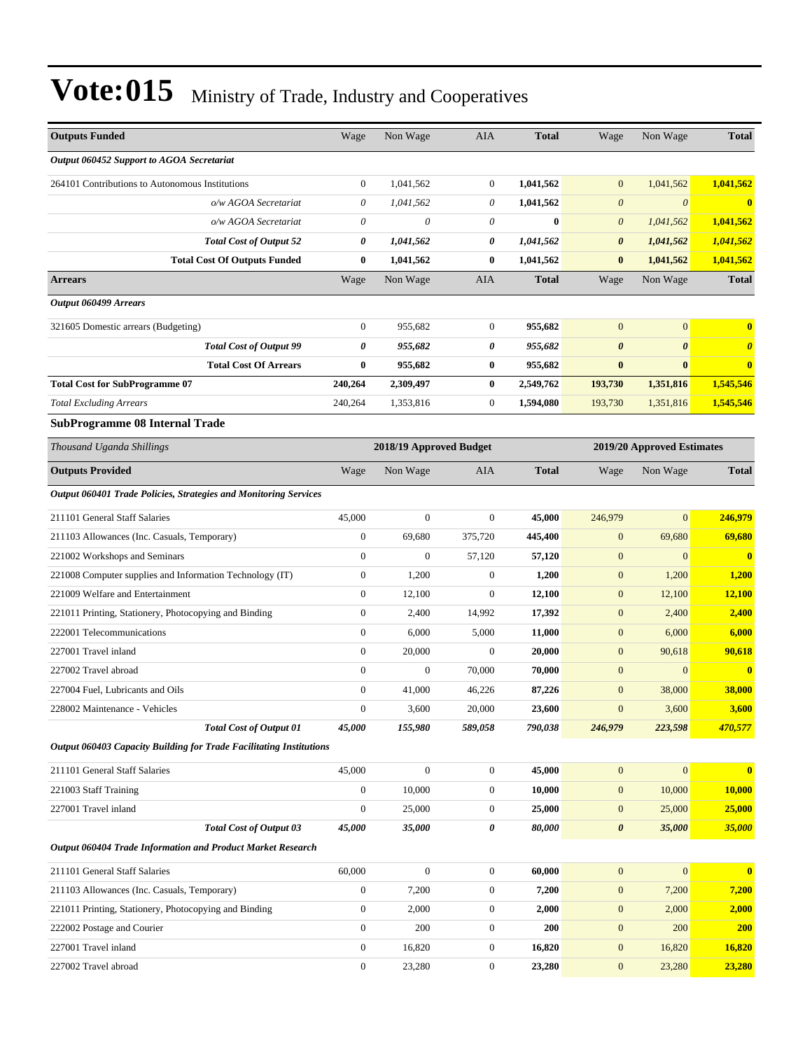# Vote:015 Ministry of Trade, Industry and Cooperatives

| Outputs Funded | Wage | Non Wage | AIA | Total | Wage | Non Wage | Total |
|---|---|---|---|---|---|---|---|
| *Output 060452 Support to AGOA Secretariat* | | | | | | | |
| 264101 Contributions to Autonomous Institutions | 0 | 1,041,562 | 0 | **1,041,562** | 0 | 1,041,562 | **1,041,562** |
| *o/w AGOA Secretariat* | *0* | *1,041,562* | *0* | **1,041,562** | *0* | *0* | **0** |
| *o/w AGOA Secretariat* | *0* | *0* | *0* | **0** | *0* | *1,041,562* | **1,041,562** |
| ***Total Cost of Output 52*** | ***0*** | ***1,041,562*** | ***0*** | ***1,041,562*** | ***0*** | ***1,041,562*** | ***1,041,562*** |
| **Total Cost Of Outputs Funded** | **0** | **1,041,562** | **0** | **1,041,562** | **0** | **1,041,562** | **1,041,562** |
| **Arrears** | Wage | Non Wage | AIA | **Total** | Wage | Non Wage | **Total** |
| *Output 060499 Arrears* | | | | | | | |
| 321605 Domestic arrears (Budgeting) | 0 | 955,682 | 0 | **955,682** | 0 | 0 | **0** |
| ***Total Cost of Output 99*** | ***0*** | ***955,682*** | ***0*** | ***955,682*** | ***0*** | ***0*** | ***0*** |
| **Total Cost Of Arrears** | **0** | **955,682** | **0** | **955,682** | **0** | **0** | **0** |
| **Total Cost for SubProgramme 07** | **240,264** | **2,309,497** | **0** | **2,549,762** | **193,730** | **1,351,816** | **1,545,546** |
| *Total Excluding Arrears* | 240,264 | 1,353,816 | 0 | **1,594,080** | 193,730 | 1,351,816 | **1,545,546** |

### SubProgramme 08 Internal Trade

| *Thousand Uganda Shillings* | 2018/19 Approved Budget | | | | 2019/20 Approved Estimates | | |
|---|---|---|---|---|---|---|---|
| **Outputs Provided** | Wage | Non Wage | AIA | **Total** | Wage | Non Wage | **Total** |
| *Output 060401 Trade Policies, Strategies and Monitoring Services* | | | | | | | |
| 211101 General Staff Salaries | 45,000 | 0 | 0 | **45,000** | 246,979 | 0 | **246,979** |
| 211103 Allowances (Inc. Casuals, Temporary) | 0 | 69,680 | 375,720 | **445,400** | 0 | 69,680 | **69,680** |
| 221002 Workshops and Seminars | 0 | 0 | 57,120 | **57,120** | 0 | 0 | **0** |
| 221008 Computer supplies and Information Technology (IT) | 0 | 1,200 | 0 | **1,200** | 0 | 1,200 | **1,200** |
| 221009 Welfare and Entertainment | 0 | 12,100 | 0 | **12,100** | 0 | 12,100 | **12,100** |
| 221011 Printing, Stationery, Photocopying and Binding | 0 | 2,400 | 14,992 | **17,392** | 0 | 2,400 | **2,400** |
| 222001 Telecommunications | 0 | 6,000 | 5,000 | **11,000** | 0 | 6,000 | **6,000** |
| 227001 Travel inland | 0 | 20,000 | 0 | **20,000** | 0 | 90,618 | **90,618** |
| 227002 Travel abroad | 0 | 0 | 70,000 | **70,000** | 0 | 0 | **0** |
| 227004 Fuel, Lubricants and Oils | 0 | 41,000 | 46,226 | **87,226** | 0 | 38,000 | **38,000** |
| 228002 Maintenance - Vehicles | 0 | 3,600 | 20,000 | **23,600** | 0 | 3,600 | **3,600** |
| ***Total Cost of Output 01*** | ***45,000*** | ***155,980*** | ***589,058*** | ***790,038*** | ***246,979*** | ***223,598*** | ***470,577*** |
| *Output 060403 Capacity Building for Trade Facilitating Institutions* | | | | | | | |
| 211101 General Staff Salaries | 45,000 | 0 | 0 | **45,000** | 0 | 0 | **0** |
| 221003 Staff Training | 0 | 10,000 | 0 | **10,000** | 0 | 10,000 | **10,000** |
| 227001 Travel inland | 0 | 25,000 | 0 | **25,000** | 0 | 25,000 | **25,000** |
| ***Total Cost of Output 03*** | ***45,000*** | ***35,000*** | ***0*** | ***80,000*** | ***0*** | ***35,000*** | ***35,000*** |
| *Output 060404 Trade Information and Product Market Research* | | | | | | | |
| 211101 General Staff Salaries | 60,000 | 0 | 0 | **60,000** | 0 | 0 | **0** |
| 211103 Allowances (Inc. Casuals, Temporary) | 0 | 7,200 | 0 | **7,200** | 0 | 7,200 | **7,200** |
| 221011 Printing, Stationery, Photocopying and Binding | 0 | 2,000 | 0 | **2,000** | 0 | 2,000 | **2,000** |
| 222002 Postage and Courier | 0 | 200 | 0 | **200** | 0 | 200 | **200** |
| 227001 Travel inland | 0 | 16,820 | 0 | **16,820** | 0 | 16,820 | **16,820** |
| 227002 Travel abroad | 0 | 23,280 | 0 | **23,280** | 0 | 23,280 | **23,280** |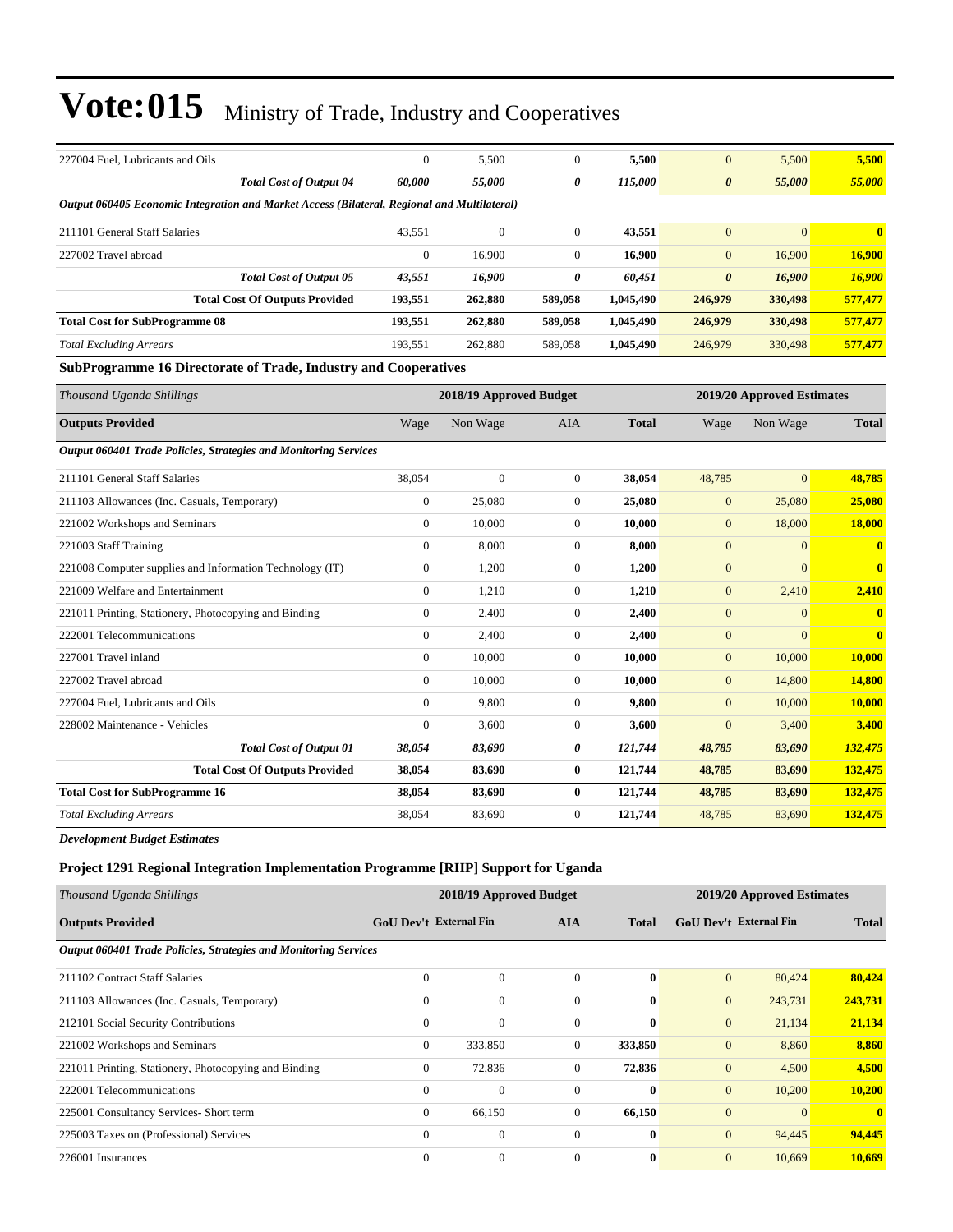| | | | | | | | |
|---|---|---|---|---|---|---|---|
| 227004 Fuel, Lubricants and Oils | 0 | 5,500 | 0 | **5,500** | 0 | 5,500 | **5,500** |
| ***Total Cost of Output 04*** | ***60,000*** | ***55,000*** | ***0*** | ***115,000*** | ***0*** | ***55,000*** | ***55,000*** |
| ***Output 060405 Economic Integration and Market Access (Bilateral, Regional and Multilateral)*** | | | | | | | |
| 211101 General Staff Salaries | 43,551 | 0 | 0 | **43,551** | 0 | 0 | **0** |
| 227002 Travel abroad | 0 | 16,900 | 0 | **16,900** | 0 | 16,900 | **16,900** |
| ***Total Cost of Output 05*** | ***43,551*** | ***16,900*** | ***0*** | ***60,451*** | ***0*** | ***16,900*** | ***16,900*** |
| **Total Cost Of Outputs Provided** | **193,551** | **262,880** | **589,058** | **1,045,490** | **246,979** | **330,498** | **577,477** |
| **Total Cost for SubProgramme 08** | **193,551** | **262,880** | **589,058** | **1,045,490** | **246,979** | **330,498** | **577,477** |
| *Total Excluding Arrears* | 193,551 | 262,880 | 589,058 | **1,045,490** | 246,979 | 330,498 | **577,477** |

### SubProgramme 16 Directorate of Trade, Industry and Cooperatives

| *Thousand Uganda Shillings* | | 2018/19 Approved Budget | | | | 2019/20 Approved Estimates | |
|---|---|---|---|---|---|---|---|
| **Outputs Provided** | Wage | Non Wage | AIA | **Total** | Wage | Non Wage | **Total** |
| ***Output 060401 Trade Policies, Strategies and Monitoring Services*** | | | | | | | |
| 211101 General Staff Salaries | 38,054 | 0 | 0 | **38,054** | 48,785 | 0 | **48,785** |
| 211103 Allowances (Inc. Casuals, Temporary) | 0 | 25,080 | 0 | **25,080** | 0 | 25,080 | **25,080** |
| 221002 Workshops and Seminars | 0 | 10,000 | 0 | **10,000** | 0 | 18,000 | **18,000** |
| 221003 Staff Training | 0 | 8,000 | 0 | **8,000** | 0 | 0 | **0** |
| 221008 Computer supplies and Information Technology (IT) | 0 | 1,200 | 0 | **1,200** | 0 | 0 | **0** |
| 221009 Welfare and Entertainment | 0 | 1,210 | 0 | **1,210** | 0 | 2,410 | **2,410** |
| 221011 Printing, Stationery, Photocopying and Binding | 0 | 2,400 | 0 | **2,400** | 0 | 0 | **0** |
| 222001 Telecommunications | 0 | 2,400 | 0 | **2,400** | 0 | 0 | **0** |
| 227001 Travel inland | 0 | 10,000 | 0 | **10,000** | 0 | 10,000 | **10,000** |
| 227002 Travel abroad | 0 | 10,000 | 0 | **10,000** | 0 | 14,800 | **14,800** |
| 227004 Fuel, Lubricants and Oils | 0 | 9,800 | 0 | **9,800** | 0 | 10,000 | **10,000** |
| 228002 Maintenance - Vehicles | 0 | 3,600 | 0 | **3,600** | 0 | 3,400 | **3,400** |
| ***Total Cost of Output 01*** | ***38,054*** | ***83,690*** | ***0*** | ***121,744*** | ***48,785*** | ***83,690*** | ***132,475*** |
| **Total Cost Of Outputs Provided** | **38,054** | **83,690** | **0** | **121,744** | **48,785** | **83,690** | **132,475** |
| **Total Cost for SubProgramme 16** | **38,054** | **83,690** | **0** | **121,744** | **48,785** | **83,690** | **132,475** |
| *Total Excluding Arrears* | 38,054 | 83,690 | 0 | **121,744** | 48,785 | 83,690 | **132,475** |

***Development Budget Estimates***

### Project 1291 Regional Integration Implementation Programme [RIIP] Support for Uganda

| *Thousand Uganda Shillings* | | 2018/19 Approved Budget | | | | 2019/20 Approved Estimates | |
|---|---|---|---|---|---|---|---|
| **Outputs Provided** | **GoU Dev't** | **External Fin** | **AIA** | **Total** | **GoU Dev't** | **External Fin** | **Total** |
| ***Output 060401 Trade Policies, Strategies and Monitoring Services*** | | | | | | | |
| 211102 Contract Staff Salaries | 0 | 0 | 0 | **0** | 0 | 80,424 | **80,424** |
| 211103 Allowances (Inc. Casuals, Temporary) | 0 | 0 | 0 | **0** | 0 | 243,731 | **243,731** |
| 212101 Social Security Contributions | 0 | 0 | 0 | **0** | 0 | 21,134 | **21,134** |
| 221002 Workshops and Seminars | 0 | 333,850 | 0 | **333,850** | 0 | 8,860 | **8,860** |
| 221011 Printing, Stationery, Photocopying and Binding | 0 | 72,836 | 0 | **72,836** | 0 | 4,500 | **4,500** |
| 222001 Telecommunications | 0 | 0 | 0 | **0** | 0 | 10,200 | **10,200** |
| 225001 Consultancy Services- Short term | 0 | 66,150 | 0 | **66,150** | 0 | 0 | **0** |
| 225003 Taxes on (Professional) Services | 0 | 0 | 0 | **0** | 0 | 94,445 | **94,445** |
| 226001 Insurances | 0 | 0 | 0 | **0** | 0 | 10,669 | **10,669** |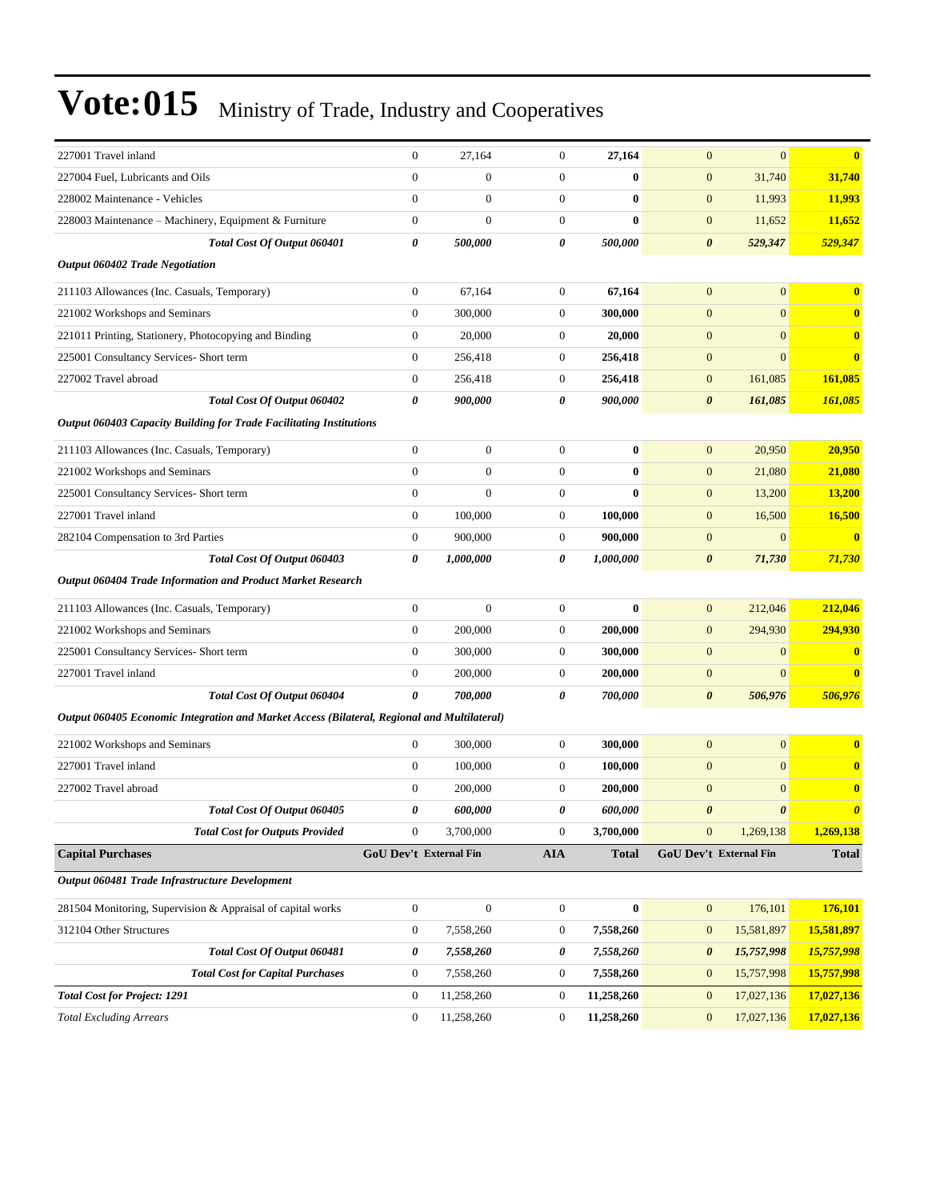# Vote:015 Ministry of Trade, Industry and Cooperatives

| | | | | | | | |
|---|---|---|---|---|---|---|---|
| 227001 Travel inland | 0 | 27,164 | 0 | **27,164** | 0 | 0 | **0** |
| 227004 Fuel, Lubricants and Oils | 0 | 0 | 0 | **0** | 0 | 31,740 | **31,740** |
| 228002 Maintenance - Vehicles | 0 | 0 | 0 | **0** | 0 | 11,993 | **11,993** |
| 228003 Maintenance – Machinery, Equipment & Furniture | 0 | 0 | 0 | **0** | 0 | 11,652 | **11,652** |
| ***Total Cost Of Output 060401*** | ***0*** | ***500,000*** | ***0*** | ***500,000*** | ***0*** | ***529,347*** | ***529,347*** |
| ***Output 060402 Trade Negotiation*** | | | | | | | |
| 211103 Allowances (Inc. Casuals, Temporary) | 0 | 67,164 | 0 | **67,164** | 0 | 0 | **0** |
| 221002 Workshops and Seminars | 0 | 300,000 | 0 | **300,000** | 0 | 0 | **0** |
| 221011 Printing, Stationery, Photocopying and Binding | 0 | 20,000 | 0 | **20,000** | 0 | 0 | **0** |
| 225001 Consultancy Services- Short term | 0 | 256,418 | 0 | **256,418** | 0 | 0 | **0** |
| 227002 Travel abroad | 0 | 256,418 | 0 | **256,418** | 0 | 161,085 | **161,085** |
| ***Total Cost Of Output 060402*** | ***0*** | ***900,000*** | ***0*** | ***900,000*** | ***0*** | ***161,085*** | ***161,085*** |
| ***Output 060403 Capacity Building for Trade Facilitating Institutions*** | | | | | | | |
| 211103 Allowances (Inc. Casuals, Temporary) | 0 | 0 | 0 | **0** | 0 | 20,950 | **20,950** |
| 221002 Workshops and Seminars | 0 | 0 | 0 | **0** | 0 | 21,080 | **21,080** |
| 225001 Consultancy Services- Short term | 0 | 0 | 0 | **0** | 0 | 13,200 | **13,200** |
| 227001 Travel inland | 0 | 100,000 | 0 | **100,000** | 0 | 16,500 | **16,500** |
| 282104 Compensation to 3rd Parties | 0 | 900,000 | 0 | **900,000** | 0 | 0 | **0** |
| ***Total Cost Of Output 060403*** | ***0*** | ***1,000,000*** | ***0*** | ***1,000,000*** | ***0*** | ***71,730*** | ***71,730*** |
| ***Output 060404 Trade Information and Product Market Research*** | | | | | | | |
| 211103 Allowances (Inc. Casuals, Temporary) | 0 | 0 | 0 | **0** | 0 | 212,046 | **212,046** |
| 221002 Workshops and Seminars | 0 | 200,000 | 0 | **200,000** | 0 | 294,930 | **294,930** |
| 225001 Consultancy Services- Short term | 0 | 300,000 | 0 | **300,000** | 0 | 0 | **0** |
| 227001 Travel inland | 0 | 200,000 | 0 | **200,000** | 0 | 0 | **0** |
| ***Total Cost Of Output 060404*** | ***0*** | ***700,000*** | ***0*** | ***700,000*** | ***0*** | ***506,976*** | ***506,976*** |
| ***Output 060405 Economic Integration and Market Access (Bilateral, Regional and Multilateral)*** | | | | | | | |
| 221002 Workshops and Seminars | 0 | 300,000 | 0 | **300,000** | 0 | 0 | **0** |
| 227001 Travel inland | 0 | 100,000 | 0 | **100,000** | 0 | 0 | **0** |
| 227002 Travel abroad | 0 | 200,000 | 0 | **200,000** | 0 | 0 | **0** |
| ***Total Cost Of Output 060405*** | ***0*** | ***600,000*** | ***0*** | ***600,000*** | ***0*** | ***0*** | ***0*** |
| ***Total Cost for Outputs Provided*** | 0 | 3,700,000 | 0 | **3,700,000** | 0 | 1,269,138 | **1,269,138** |
| **Capital Purchases** | **GoU Dev't** | **External Fin** | **AIA** | **Total** | **GoU Dev't** | **External Fin** | **Total** |
| ***Output 060481 Trade Infrastructure Development*** | | | | | | | |
| 281504 Monitoring, Supervision & Appraisal of capital works | 0 | 0 | 0 | **0** | 0 | 176,101 | **176,101** |
| 312104 Other Structures | 0 | 7,558,260 | 0 | **7,558,260** | 0 | 15,581,897 | **15,581,897** |
| ***Total Cost Of Output 060481*** | ***0*** | ***7,558,260*** | ***0*** | ***7,558,260*** | ***0*** | ***15,757,998*** | ***15,757,998*** |
| ***Total Cost for Capital Purchases*** | 0 | 7,558,260 | 0 | **7,558,260** | 0 | 15,757,998 | **15,757,998** |
| ***Total Cost for Project: 1291*** | 0 | 11,258,260 | 0 | **11,258,260** | 0 | 17,027,136 | **17,027,136** |
| *Total Excluding Arrears* | 0 | 11,258,260 | 0 | **11,258,260** | 0 | 17,027,136 | **17,027,136** |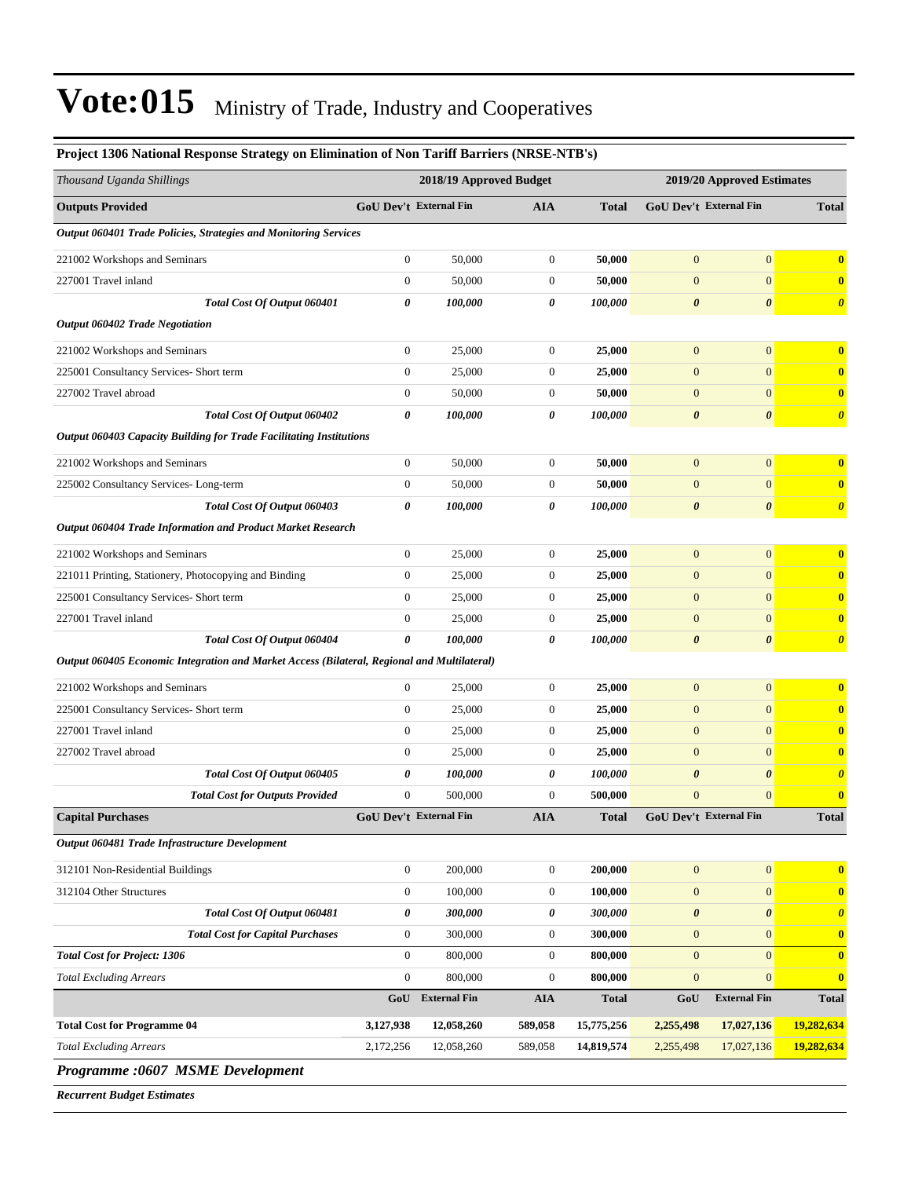# Vote:015 Ministry of Trade, Industry and Cooperatives

**Project 1306 National Response Strategy on Elimination of Non Tariff Barriers (NRSE-NTB's)**

| *Thousand Uganda Shillings* | 2018/19 Approved Budget | | | | 2019/20 Approved Estimates | | |
|---|---|---|---|---|---|---|---|
| **Outputs Provided** | **GoU Dev't** | **External Fin** | **AIA** | **Total** | **GoU Dev't** | **External Fin** | **Total** |
| ***Output 060401 Trade Policies, Strategies and Monitoring Services*** | | | | | | | |
| 221002 Workshops and Seminars | 0 | 50,000 | 0 | **50,000** | 0 | 0 | **0** |
| 227001 Travel inland | 0 | 50,000 | 0 | **50,000** | 0 | 0 | **0** |
| ***Total Cost Of Output 060401*** | ***0*** | ***100,000*** | ***0*** | ***100,000*** | ***0*** | ***0*** | ***0*** |
| ***Output 060402 Trade Negotiation*** | | | | | | | |
| 221002 Workshops and Seminars | 0 | 25,000 | 0 | **25,000** | 0 | 0 | **0** |
| 225001 Consultancy Services- Short term | 0 | 25,000 | 0 | **25,000** | 0 | 0 | **0** |
| 227002 Travel abroad | 0 | 50,000 | 0 | **50,000** | 0 | 0 | **0** |
| ***Total Cost Of Output 060402*** | ***0*** | ***100,000*** | ***0*** | ***100,000*** | ***0*** | ***0*** | ***0*** |
| ***Output 060403 Capacity Building for Trade Facilitating Institutions*** | | | | | | | |
| 221002 Workshops and Seminars | 0 | 50,000 | 0 | **50,000** | 0 | 0 | **0** |
| 225002 Consultancy Services- Long-term | 0 | 50,000 | 0 | **50,000** | 0 | 0 | **0** |
| ***Total Cost Of Output 060403*** | ***0*** | ***100,000*** | ***0*** | ***100,000*** | ***0*** | ***0*** | ***0*** |
| ***Output 060404 Trade Information and Product Market Research*** | | | | | | | |
| 221002 Workshops and Seminars | 0 | 25,000 | 0 | **25,000** | 0 | 0 | **0** |
| 221011 Printing, Stationery, Photocopying and Binding | 0 | 25,000 | 0 | **25,000** | 0 | 0 | **0** |
| 225001 Consultancy Services- Short term | 0 | 25,000 | 0 | **25,000** | 0 | 0 | **0** |
| 227001 Travel inland | 0 | 25,000 | 0 | **25,000** | 0 | 0 | **0** |
| ***Total Cost Of Output 060404*** | ***0*** | ***100,000*** | ***0*** | ***100,000*** | ***0*** | ***0*** | ***0*** |
| ***Output 060405 Economic Integration and Market Access (Bilateral, Regional and Multilateral)*** | | | | | | | |
| 221002 Workshops and Seminars | 0 | 25,000 | 0 | **25,000** | 0 | 0 | **0** |
| 225001 Consultancy Services- Short term | 0 | 25,000 | 0 | **25,000** | 0 | 0 | **0** |
| 227001 Travel inland | 0 | 25,000 | 0 | **25,000** | 0 | 0 | **0** |
| 227002 Travel abroad | 0 | 25,000 | 0 | **25,000** | 0 | 0 | **0** |
| ***Total Cost Of Output 060405*** | ***0*** | ***100,000*** | ***0*** | ***100,000*** | ***0*** | ***0*** | ***0*** |
| ***Total Cost for Outputs Provided*** | 0 | 500,000 | 0 | **500,000** | 0 | 0 | **0** |
| **Capital Purchases** | **GoU Dev't** | **External Fin** | **AIA** | **Total** | **GoU Dev't** | **External Fin** | **Total** |
| ***Output 060481 Trade Infrastructure Development*** | | | | | | | |
| 312101 Non-Residential Buildings | 0 | 200,000 | 0 | **200,000** | 0 | 0 | **0** |
| 312104 Other Structures | 0 | 100,000 | 0 | **100,000** | 0 | 0 | **0** |
| ***Total Cost Of Output 060481*** | ***0*** | ***300,000*** | ***0*** | ***300,000*** | ***0*** | ***0*** | ***0*** |
| ***Total Cost for Capital Purchases*** | 0 | 300,000 | 0 | **300,000** | 0 | 0 | **0** |
| ***Total Cost for Project: 1306*** | 0 | 800,000 | 0 | **800,000** | 0 | 0 | **0** |
| *Total Excluding Arrears* | 0 | 800,000 | 0 | **800,000** | 0 | 0 | **0** |
| | **GoU** | **External Fin** | **AIA** | **Total** | **GoU** | **External Fin** | **Total** |
| **Total Cost for Programme 04** | **3,127,938** | **12,058,260** | **589,058** | **15,775,256** | **2,255,498** | **17,027,136** | **19,282,634** |
| *Total Excluding Arrears* | 2,172,256 | 12,058,260 | 589,058 | **14,819,574** | 2,255,498 | 17,027,136 | **19,282,634** |

***Programme :0607 MSME Development***

***Recurrent Budget Estimates***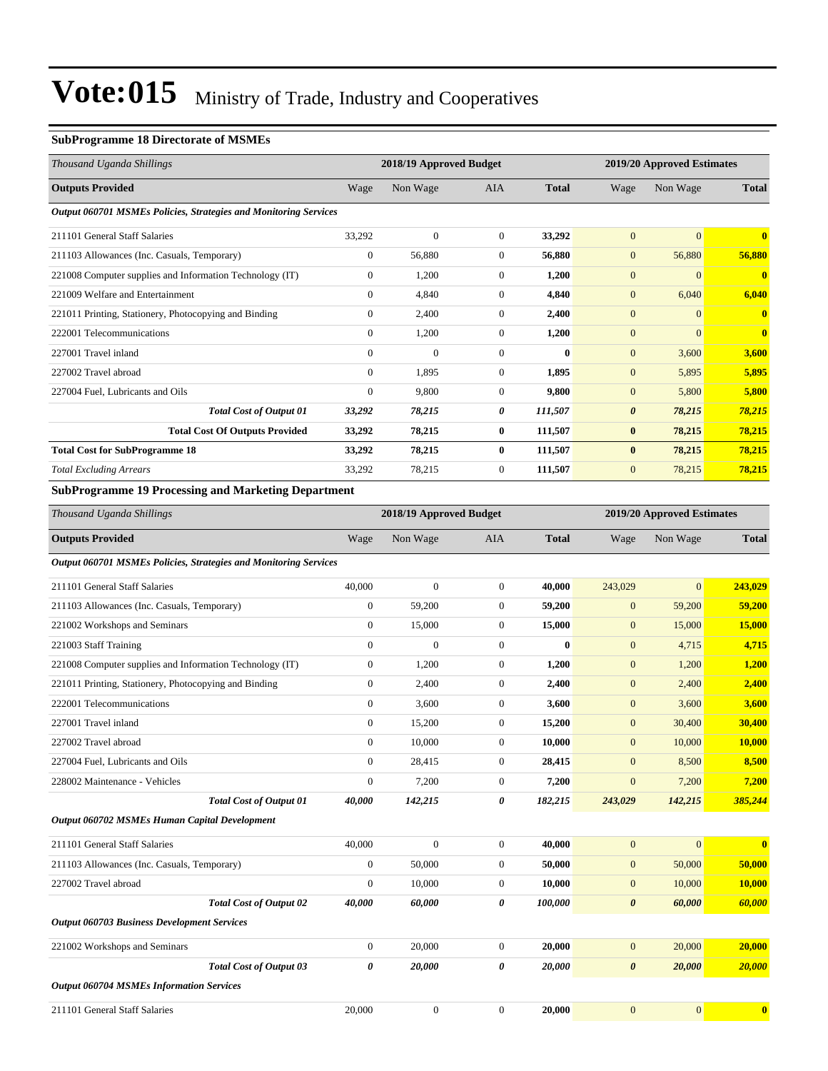# Vote:015 Ministry of Trade, Industry and Cooperatives

### SubProgramme 18 Directorate of MSMEs

| *Thousand Uganda Shillings* | 2018/19 Approved Budget | | | | 2019/20 Approved Estimates | | |
|---|---|---|---|---|---|---|---|
| **Outputs Provided** | Wage | Non Wage | AIA | **Total** | Wage | Non Wage | **Total** |
| ***Output 060701 MSMEs Policies, Strategies and Monitoring Services*** | | | | | | | |
| 211101 General Staff Salaries | 33,292 | 0 | 0 | **33,292** | 0 | 0 | **0** |
| 211103 Allowances (Inc. Casuals, Temporary) | 0 | 56,880 | 0 | **56,880** | 0 | 56,880 | **56,880** |
| 221008 Computer supplies and Information Technology (IT) | 0 | 1,200 | 0 | **1,200** | 0 | 0 | **0** |
| 221009 Welfare and Entertainment | 0 | 4,840 | 0 | **4,840** | 0 | 6,040 | **6,040** |
| 221011 Printing, Stationery, Photocopying and Binding | 0 | 2,400 | 0 | **2,400** | 0 | 0 | **0** |
| 222001 Telecommunications | 0 | 1,200 | 0 | **1,200** | 0 | 0 | **0** |
| 227001 Travel inland | 0 | 0 | 0 | **0** | 0 | 3,600 | **3,600** |
| 227002 Travel abroad | 0 | 1,895 | 0 | **1,895** | 0 | 5,895 | **5,895** |
| 227004 Fuel, Lubricants and Oils | 0 | 9,800 | 0 | **9,800** | 0 | 5,800 | **5,800** |
| ***Total Cost of Output 01*** | ***33,292*** | ***78,215*** | ***0*** | ***111,507*** | ***0*** | ***78,215*** | ***78,215*** |
| **Total Cost Of Outputs Provided** | **33,292** | **78,215** | **0** | **111,507** | **0** | **78,215** | **78,215** |
| **Total Cost for SubProgramme 18** | **33,292** | **78,215** | **0** | **111,507** | **0** | **78,215** | **78,215** |
| *Total Excluding Arrears* | 33,292 | 78,215 | 0 | **111,507** | 0 | 78,215 | **78,215** |

### SubProgramme 19 Processing and Marketing Department

| *Thousand Uganda Shillings* | 2018/19 Approved Budget | | | | 2019/20 Approved Estimates | | |
|---|---|---|---|---|---|---|---|
| **Outputs Provided** | Wage | Non Wage | AIA | **Total** | Wage | Non Wage | **Total** |
| ***Output 060701 MSMEs Policies, Strategies and Monitoring Services*** | | | | | | | |
| 211101 General Staff Salaries | 40,000 | 0 | 0 | **40,000** | 243,029 | 0 | **243,029** |
| 211103 Allowances (Inc. Casuals, Temporary) | 0 | 59,200 | 0 | **59,200** | 0 | 59,200 | **59,200** |
| 221002 Workshops and Seminars | 0 | 15,000 | 0 | **15,000** | 0 | 15,000 | **15,000** |
| 221003 Staff Training | 0 | 0 | 0 | **0** | 0 | 4,715 | **4,715** |
| 221008 Computer supplies and Information Technology (IT) | 0 | 1,200 | 0 | **1,200** | 0 | 1,200 | **1,200** |
| 221011 Printing, Stationery, Photocopying and Binding | 0 | 2,400 | 0 | **2,400** | 0 | 2,400 | **2,400** |
| 222001 Telecommunications | 0 | 3,600 | 0 | **3,600** | 0 | 3,600 | **3,600** |
| 227001 Travel inland | 0 | 15,200 | 0 | **15,200** | 0 | 30,400 | **30,400** |
| 227002 Travel abroad | 0 | 10,000 | 0 | **10,000** | 0 | 10,000 | **10,000** |
| 227004 Fuel, Lubricants and Oils | 0 | 28,415 | 0 | **28,415** | 0 | 8,500 | **8,500** |
| 228002 Maintenance - Vehicles | 0 | 7,200 | 0 | **7,200** | 0 | 7,200 | **7,200** |
| ***Total Cost of Output 01*** | ***40,000*** | ***142,215*** | ***0*** | ***182,215*** | ***243,029*** | ***142,215*** | ***385,244*** |
| ***Output 060702 MSMEs Human Capital Development*** | | | | | | | |
| 211101 General Staff Salaries | 40,000 | 0 | 0 | **40,000** | 0 | 0 | **0** |
| 211103 Allowances (Inc. Casuals, Temporary) | 0 | 50,000 | 0 | **50,000** | 0 | 50,000 | **50,000** |
| 227002 Travel abroad | 0 | 10,000 | 0 | **10,000** | 0 | 10,000 | **10,000** |
| ***Total Cost of Output 02*** | ***40,000*** | ***60,000*** | ***0*** | ***100,000*** | ***0*** | ***60,000*** | ***60,000*** |
| ***Output 060703 Business Development Services*** | | | | | | | |
| 221002 Workshops and Seminars | 0 | 20,000 | 0 | **20,000** | 0 | 20,000 | **20,000** |
| ***Total Cost of Output 03*** | ***0*** | ***20,000*** | ***0*** | ***20,000*** | ***0*** | ***20,000*** | ***20,000*** |
| ***Output 060704 MSMEs Information Services*** | | | | | | | |
| 211101 General Staff Salaries | 20,000 | 0 | 0 | **20,000** | 0 | 0 | **0** |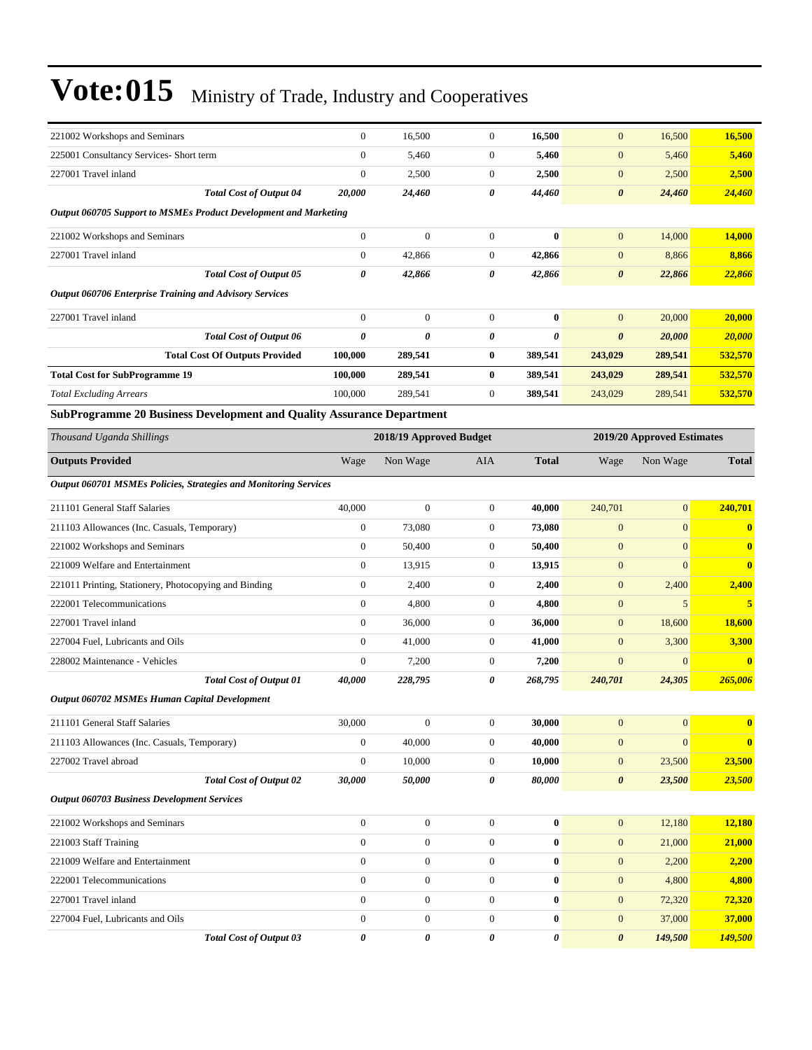# Vote:015 Ministry of Trade, Industry and Cooperatives

| | | | | | | | |
|---|---|---|---|---|---|---|---|
| 221002 Workshops and Seminars | 0 | 16,500 | 0 | **16,500** | 0 | 16,500 | **16,500** |
| 225001 Consultancy Services- Short term | 0 | 5,460 | 0 | **5,460** | 0 | 5,460 | **5,460** |
| 227001 Travel inland | 0 | 2,500 | 0 | **2,500** | 0 | 2,500 | **2,500** |
| ***Total Cost of Output 04*** | ***20,000*** | ***24,460*** | ***0*** | ***44,460*** | ***0*** | ***24,460*** | ***24,460*** |
| ***Output 060705 Support to MSMEs Product Development and Marketing*** | | | | | | | |
| 221002 Workshops and Seminars | 0 | 0 | 0 | **0** | 0 | 14,000 | **14,000** |
| 227001 Travel inland | 0 | 42,866 | 0 | **42,866** | 0 | 8,866 | **8,866** |
| ***Total Cost of Output 05*** | ***0*** | ***42,866*** | ***0*** | ***42,866*** | ***0*** | ***22,866*** | ***22,866*** |
| ***Output 060706 Enterprise Training and Advisory Services*** | | | | | | | |
| 227001 Travel inland | 0 | 0 | 0 | **0** | 0 | 20,000 | **20,000** |
| ***Total Cost of Output 06*** | ***0*** | ***0*** | ***0*** | ***0*** | ***0*** | ***20,000*** | ***20,000*** |
| **Total Cost Of Outputs Provided** | **100,000** | **289,541** | **0** | **389,541** | **243,029** | **289,541** | **532,570** |
| **Total Cost for SubProgramme 19** | **100,000** | **289,541** | **0** | **389,541** | **243,029** | **289,541** | **532,570** |
| *Total Excluding Arrears* | 100,000 | 289,541 | 0 | **389,541** | 243,029 | 289,541 | **532,570** |

### SubProgramme 20 Business Development and Quality Assurance Department

| *Thousand Uganda Shillings* | 2018/19 Approved Budget | | | | 2019/20 Approved Estimates | | |
|---|---|---|---|---|---|---|---|
| **Outputs Provided** | Wage | Non Wage | AIA | **Total** | Wage | Non Wage | **Total** |
| ***Output 060701 MSMEs Policies, Strategies and Monitoring Services*** | | | | | | | |
| 211101 General Staff Salaries | 40,000 | 0 | 0 | **40,000** | 240,701 | 0 | **240,701** |
| 211103 Allowances (Inc. Casuals, Temporary) | 0 | 73,080 | 0 | **73,080** | 0 | 0 | **0** |
| 221002 Workshops and Seminars | 0 | 50,400 | 0 | **50,400** | 0 | 0 | **0** |
| 221009 Welfare and Entertainment | 0 | 13,915 | 0 | **13,915** | 0 | 0 | **0** |
| 221011 Printing, Stationery, Photocopying and Binding | 0 | 2,400 | 0 | **2,400** | 0 | 2,400 | **2,400** |
| 222001 Telecommunications | 0 | 4,800 | 0 | **4,800** | 0 | 5 | **5** |
| 227001 Travel inland | 0 | 36,000 | 0 | **36,000** | 0 | 18,600 | **18,600** |
| 227004 Fuel, Lubricants and Oils | 0 | 41,000 | 0 | **41,000** | 0 | 3,300 | **3,300** |
| 228002 Maintenance - Vehicles | 0 | 7,200 | 0 | **7,200** | 0 | 0 | **0** |
| ***Total Cost of Output 01*** | ***40,000*** | ***228,795*** | ***0*** | ***268,795*** | ***240,701*** | ***24,305*** | ***265,006*** |
| ***Output 060702 MSMEs Human Capital Development*** | | | | | | | |
| 211101 General Staff Salaries | 30,000 | 0 | 0 | **30,000** | 0 | 0 | **0** |
| 211103 Allowances (Inc. Casuals, Temporary) | 0 | 40,000 | 0 | **40,000** | 0 | 0 | **0** |
| 227002 Travel abroad | 0 | 10,000 | 0 | **10,000** | 0 | 23,500 | **23,500** |
| ***Total Cost of Output 02*** | ***30,000*** | ***50,000*** | ***0*** | ***80,000*** | ***0*** | ***23,500*** | ***23,500*** |
| ***Output 060703 Business Development Services*** | | | | | | | |
| 221002 Workshops and Seminars | 0 | 0 | 0 | **0** | 0 | 12,180 | **12,180** |
| 221003 Staff Training | 0 | 0 | 0 | **0** | 0 | 21,000 | **21,000** |
| 221009 Welfare and Entertainment | 0 | 0 | 0 | **0** | 0 | 2,200 | **2,200** |
| 222001 Telecommunications | 0 | 0 | 0 | **0** | 0 | 4,800 | **4,800** |
| 227001 Travel inland | 0 | 0 | 0 | **0** | 0 | 72,320 | **72,320** |
| 227004 Fuel, Lubricants and Oils | 0 | 0 | 0 | **0** | 0 | 37,000 | **37,000** |
| ***Total Cost of Output 03*** | ***0*** | ***0*** | ***0*** | ***0*** | ***0*** | ***149,500*** | ***149,500*** |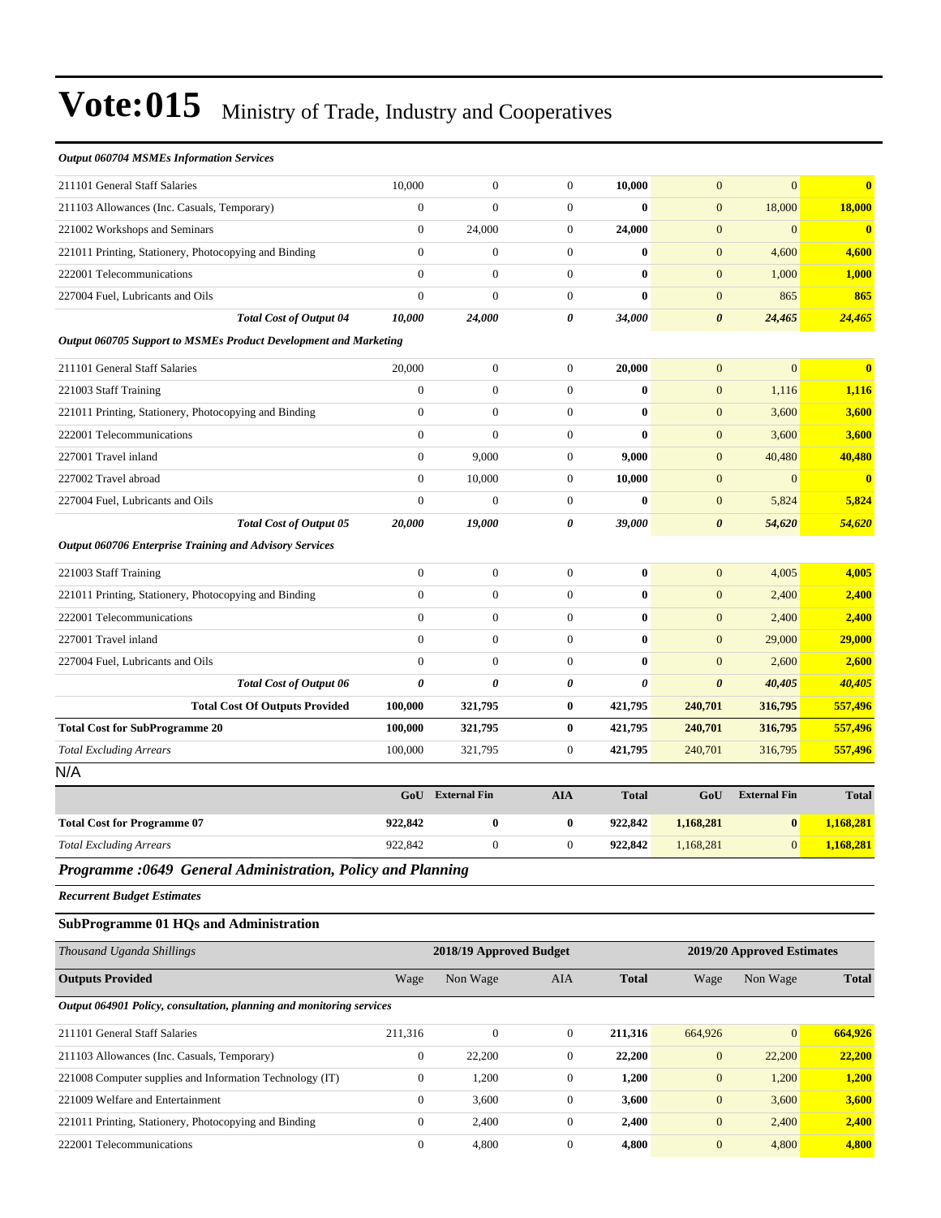# Vote:015 Ministry of Trade, Industry and Cooperatives

| | | | | | | | |
|---|---|---|---|---|---|---|---|
| ***Output 060704 MSMEs Information Services*** | | | | | | | |
| 211101 General Staff Salaries | 10,000 | 0 | 0 | **10,000** | 0 | 0 | **0** |
| 211103 Allowances (Inc. Casuals, Temporary) | 0 | 0 | 0 | **0** | 0 | 18,000 | **18,000** |
| 221002 Workshops and Seminars | 0 | 24,000 | 0 | **24,000** | 0 | 0 | **0** |
| 221011 Printing, Stationery, Photocopying and Binding | 0 | 0 | 0 | **0** | 0 | 4,600 | **4,600** |
| 222001 Telecommunications | 0 | 0 | 0 | **0** | 0 | 1,000 | **1,000** |
| 227004 Fuel, Lubricants and Oils | 0 | 0 | 0 | **0** | 0 | 865 | **865** |
| ***Total Cost of Output 04*** | ***10,000*** | ***24,000*** | ***0*** | ***34,000*** | ***0*** | ***24,465*** | ***24,465*** |
| ***Output 060705 Support to MSMEs Product Development and Marketing*** | | | | | | | |
| 211101 General Staff Salaries | 20,000 | 0 | 0 | **20,000** | 0 | 0 | **0** |
| 221003 Staff Training | 0 | 0 | 0 | **0** | 0 | 1,116 | **1,116** |
| 221011 Printing, Stationery, Photocopying and Binding | 0 | 0 | 0 | **0** | 0 | 3,600 | **3,600** |
| 222001 Telecommunications | 0 | 0 | 0 | **0** | 0 | 3,600 | **3,600** |
| 227001 Travel inland | 0 | 9,000 | 0 | **9,000** | 0 | 40,480 | **40,480** |
| 227002 Travel abroad | 0 | 10,000 | 0 | **10,000** | 0 | 0 | **0** |
| 227004 Fuel, Lubricants and Oils | 0 | 0 | 0 | **0** | 0 | 5,824 | **5,824** |
| ***Total Cost of Output 05*** | ***20,000*** | ***19,000*** | ***0*** | ***39,000*** | ***0*** | ***54,620*** | ***54,620*** |
| ***Output 060706 Enterprise Training and Advisory Services*** | | | | | | | |
| 221003 Staff Training | 0 | 0 | 0 | **0** | 0 | 4,005 | **4,005** |
| 221011 Printing, Stationery, Photocopying and Binding | 0 | 0 | 0 | **0** | 0 | 2,400 | **2,400** |
| 222001 Telecommunications | 0 | 0 | 0 | **0** | 0 | 2,400 | **2,400** |
| 227001 Travel inland | 0 | 0 | 0 | **0** | 0 | 29,000 | **29,000** |
| 227004 Fuel, Lubricants and Oils | 0 | 0 | 0 | **0** | 0 | 2,600 | **2,600** |
| ***Total Cost of Output 06*** | ***0*** | ***0*** | ***0*** | ***0*** | ***0*** | ***40,405*** | ***40,405*** |
| **Total Cost Of Outputs Provided** | **100,000** | **321,795** | **0** | **421,795** | **240,701** | **316,795** | **557,496** |
| **Total Cost for SubProgramme 20** | **100,000** | **321,795** | **0** | **421,795** | **240,701** | **316,795** | **557,496** |
| *Total Excluding Arrears* | 100,000 | 321,795 | 0 | **421,795** | 240,701 | 316,795 | **557,496** |

N/A

| | GoU | External Fin | AIA | Total | GoU | External Fin | Total |
|---|---|---|---|---|---|---|---|
| **Total Cost for Programme 07** | **922,842** | **0** | **0** | **922,842** | **1,168,281** | **0** | **1,168,281** |
| *Total Excluding Arrears* | 922,842 | 0 | 0 | **922,842** | 1,168,281 | 0 | **1,168,281** |

## *Programme :0649 General Administration, Policy and Planning*

***Recurrent Budget Estimates***

### SubProgramme 01 HQs and Administration

| *Thousand Uganda Shillings* | 2018/19 Approved Budget | | | | 2019/20 Approved Estimates | | |
|---|---|---|---|---|---|---|---|
| **Outputs Provided** | Wage | Non Wage | AIA | **Total** | Wage | Non Wage | **Total** |
| ***Output 064901 Policy, consultation, planning and monitoring services*** | | | | | | | |
| 211101 General Staff Salaries | 211,316 | 0 | 0 | **211,316** | 664,926 | 0 | **664,926** |
| 211103 Allowances (Inc. Casuals, Temporary) | 0 | 22,200 | 0 | **22,200** | 0 | 22,200 | **22,200** |
| 221008 Computer supplies and Information Technology (IT) | 0 | 1,200 | 0 | **1,200** | 0 | 1,200 | **1,200** |
| 221009 Welfare and Entertainment | 0 | 3,600 | 0 | **3,600** | 0 | 3,600 | **3,600** |
| 221011 Printing, Stationery, Photocopying and Binding | 0 | 2,400 | 0 | **2,400** | 0 | 2,400 | **2,400** |
| 222001 Telecommunications | 0 | 4,800 | 0 | **4,800** | 0 | 4,800 | **4,800** |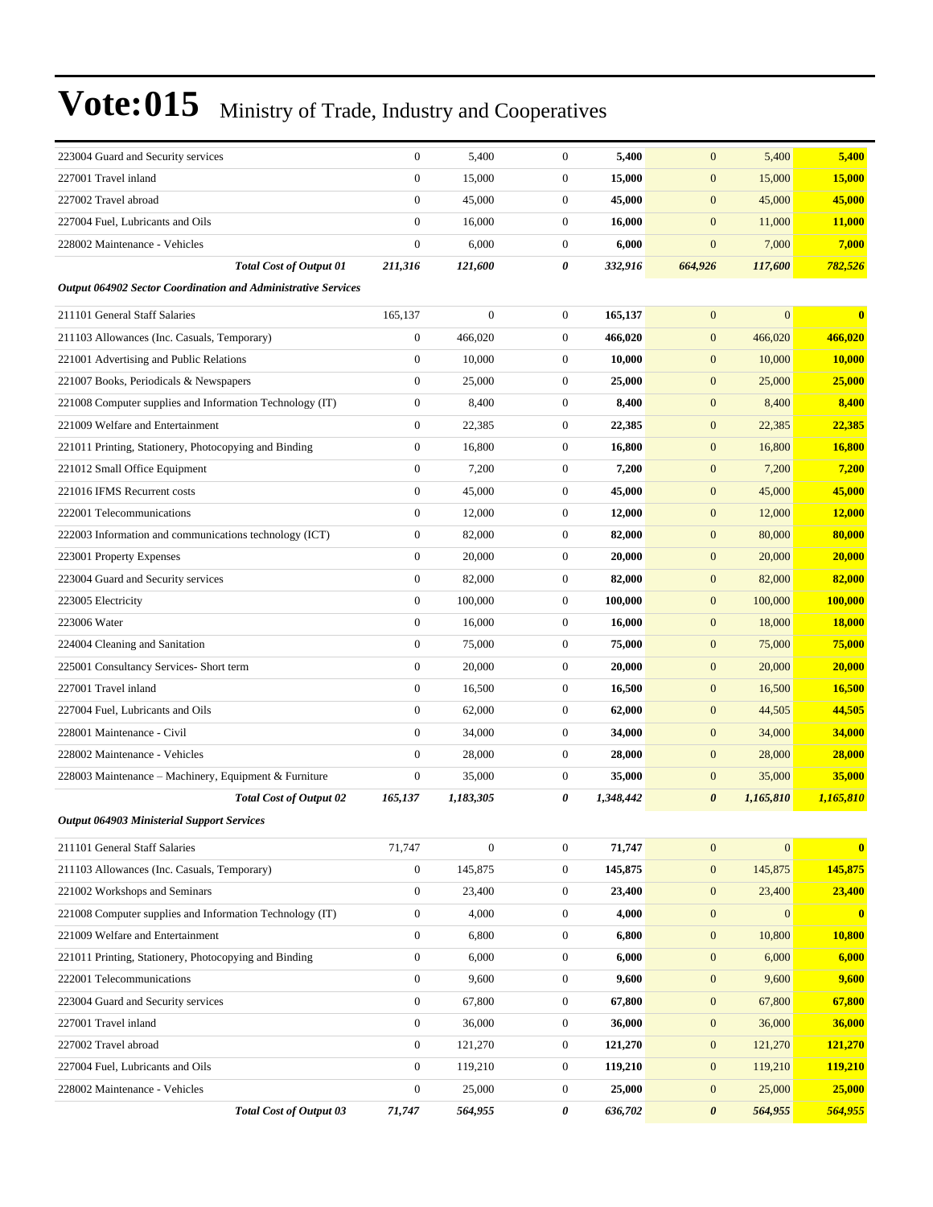# Vote:015 Ministry of Trade, Industry and Cooperatives

| | | | | | | | |
|---|---|---|---|---|---|---|---|
| 223004 Guard and Security services | 0 | 5,400 | 0 | **5,400** | 0 | 5,400 | **5,400** |
| 227001 Travel inland | 0 | 15,000 | 0 | **15,000** | 0 | 15,000 | **15,000** |
| 227002 Travel abroad | 0 | 45,000 | 0 | **45,000** | 0 | 45,000 | **45,000** |
| 227004 Fuel, Lubricants and Oils | 0 | 16,000 | 0 | **16,000** | 0 | 11,000 | **11,000** |
| 228002 Maintenance - Vehicles | 0 | 6,000 | 0 | **6,000** | 0 | 7,000 | **7,000** |
| ***Total Cost of Output 01*** | ***211,316*** | ***121,600*** | ***0*** | ***332,916*** | ***664,926*** | ***117,600*** | ***782,526*** |
| ***Output 064902 Sector Coordination and Administrative Services*** | | | | | | | |
| 211101 General Staff Salaries | 165,137 | 0 | 0 | **165,137** | 0 | 0 | **0** |
| 211103 Allowances (Inc. Casuals, Temporary) | 0 | 466,020 | 0 | **466,020** | 0 | 466,020 | **466,020** |
| 221001 Advertising and Public Relations | 0 | 10,000 | 0 | **10,000** | 0 | 10,000 | **10,000** |
| 221007 Books, Periodicals & Newspapers | 0 | 25,000 | 0 | **25,000** | 0 | 25,000 | **25,000** |
| 221008 Computer supplies and Information Technology (IT) | 0 | 8,400 | 0 | **8,400** | 0 | 8,400 | **8,400** |
| 221009 Welfare and Entertainment | 0 | 22,385 | 0 | **22,385** | 0 | 22,385 | **22,385** |
| 221011 Printing, Stationery, Photocopying and Binding | 0 | 16,800 | 0 | **16,800** | 0 | 16,800 | **16,800** |
| 221012 Small Office Equipment | 0 | 7,200 | 0 | **7,200** | 0 | 7,200 | **7,200** |
| 221016 IFMS Recurrent costs | 0 | 45,000 | 0 | **45,000** | 0 | 45,000 | **45,000** |
| 222001 Telecommunications | 0 | 12,000 | 0 | **12,000** | 0 | 12,000 | **12,000** |
| 222003 Information and communications technology (ICT) | 0 | 82,000 | 0 | **82,000** | 0 | 80,000 | **80,000** |
| 223001 Property Expenses | 0 | 20,000 | 0 | **20,000** | 0 | 20,000 | **20,000** |
| 223004 Guard and Security services | 0 | 82,000 | 0 | **82,000** | 0 | 82,000 | **82,000** |
| 223005 Electricity | 0 | 100,000 | 0 | **100,000** | 0 | 100,000 | **100,000** |
| 223006 Water | 0 | 16,000 | 0 | **16,000** | 0 | 18,000 | **18,000** |
| 224004 Cleaning and Sanitation | 0 | 75,000 | 0 | **75,000** | 0 | 75,000 | **75,000** |
| 225001 Consultancy Services- Short term | 0 | 20,000 | 0 | **20,000** | 0 | 20,000 | **20,000** |
| 227001 Travel inland | 0 | 16,500 | 0 | **16,500** | 0 | 16,500 | **16,500** |
| 227004 Fuel, Lubricants and Oils | 0 | 62,000 | 0 | **62,000** | 0 | 44,505 | **44,505** |
| 228001 Maintenance - Civil | 0 | 34,000 | 0 | **34,000** | 0 | 34,000 | **34,000** |
| 228002 Maintenance - Vehicles | 0 | 28,000 | 0 | **28,000** | 0 | 28,000 | **28,000** |
| 228003 Maintenance – Machinery, Equipment & Furniture | 0 | 35,000 | 0 | **35,000** | 0 | 35,000 | **35,000** |
| ***Total Cost of Output 02*** | ***165,137*** | ***1,183,305*** | ***0*** | ***1,348,442*** | ***0*** | ***1,165,810*** | ***1,165,810*** |
| ***Output 064903 Ministerial Support Services*** | | | | | | | |
| 211101 General Staff Salaries | 71,747 | 0 | 0 | **71,747** | 0 | 0 | **0** |
| 211103 Allowances (Inc. Casuals, Temporary) | 0 | 145,875 | 0 | **145,875** | 0 | 145,875 | **145,875** |
| 221002 Workshops and Seminars | 0 | 23,400 | 0 | **23,400** | 0 | 23,400 | **23,400** |
| 221008 Computer supplies and Information Technology (IT) | 0 | 4,000 | 0 | **4,000** | 0 | 0 | **0** |
| 221009 Welfare and Entertainment | 0 | 6,800 | 0 | **6,800** | 0 | 10,800 | **10,800** |
| 221011 Printing, Stationery, Photocopying and Binding | 0 | 6,000 | 0 | **6,000** | 0 | 6,000 | **6,000** |
| 222001 Telecommunications | 0 | 9,600 | 0 | **9,600** | 0 | 9,600 | **9,600** |
| 223004 Guard and Security services | 0 | 67,800 | 0 | **67,800** | 0 | 67,800 | **67,800** |
| 227001 Travel inland | 0 | 36,000 | 0 | **36,000** | 0 | 36,000 | **36,000** |
| 227002 Travel abroad | 0 | 121,270 | 0 | **121,270** | 0 | 121,270 | **121,270** |
| 227004 Fuel, Lubricants and Oils | 0 | 119,210 | 0 | **119,210** | 0 | 119,210 | **119,210** |
| 228002 Maintenance - Vehicles | 0 | 25,000 | 0 | **25,000** | 0 | 25,000 | **25,000** |
| ***Total Cost of Output 03*** | ***71,747*** | ***564,955*** | ***0*** | ***636,702*** | ***0*** | ***564,955*** | ***564,955*** |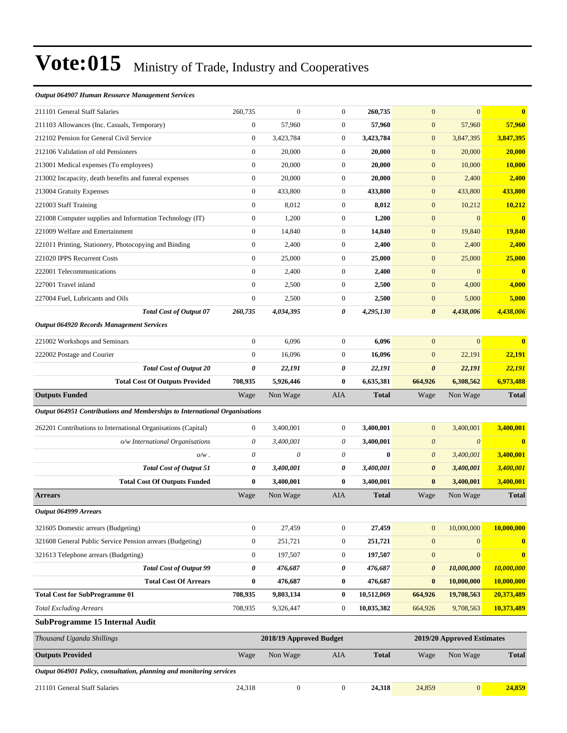# Vote:015 Ministry of Trade, Industry and Cooperatives

| | | | | | | | |
|---|---|---|---|---|---|---|---|
| ***Output 064907 Human Resource Management Services*** | | | | | | | |
| 211101 General Staff Salaries | 260,735 | 0 | 0 | **260,735** | 0 | 0 | **0** |
| 211103 Allowances (Inc. Casuals, Temporary) | 0 | 57,960 | 0 | **57,960** | 0 | 57,960 | **57,960** |
| 212102 Pension for General Civil Service | 0 | 3,423,784 | 0 | **3,423,784** | 0 | 3,847,395 | **3,847,395** |
| 212106 Validation of old Pensioners | 0 | 20,000 | 0 | **20,000** | 0 | 20,000 | **20,000** |
| 213001 Medical expenses (To employees) | 0 | 20,000 | 0 | **20,000** | 0 | 10,000 | **10,000** |
| 213002 Incapacity, death benefits and funeral expenses | 0 | 20,000 | 0 | **20,000** | 0 | 2,400 | **2,400** |
| 213004 Gratuity Expenses | 0 | 433,800 | 0 | **433,800** | 0 | 433,800 | **433,800** |
| 221003 Staff Training | 0 | 8,012 | 0 | **8,012** | 0 | 10,212 | **10,212** |
| 221008 Computer supplies and Information Technology (IT) | 0 | 1,200 | 0 | **1,200** | 0 | 0 | **0** |
| 221009 Welfare and Entertainment | 0 | 14,840 | 0 | **14,840** | 0 | 19,840 | **19,840** |
| 221011 Printing, Stationery, Photocopying and Binding | 0 | 2,400 | 0 | **2,400** | 0 | 2,400 | **2,400** |
| 221020 IPPS Recurrent Costs | 0 | 25,000 | 0 | **25,000** | 0 | 25,000 | **25,000** |
| 222001 Telecommunications | 0 | 2,400 | 0 | **2,400** | 0 | 0 | **0** |
| 227001 Travel inland | 0 | 2,500 | 0 | **2,500** | 0 | 4,000 | **4,000** |
| 227004 Fuel, Lubricants and Oils | 0 | 2,500 | 0 | **2,500** | 0 | 5,000 | **5,000** |
| ***Total Cost of Output 07*** | ***260,735*** | ***4,034,395*** | ***0*** | ***4,295,130*** | ***0*** | ***4,438,006*** | ***4,438,006*** |
| ***Output 064920 Records Management Services*** | | | | | | | |
| 221002 Workshops and Seminars | 0 | 6,096 | 0 | **6,096** | 0 | 0 | **0** |
| 222002 Postage and Courier | 0 | 16,096 | 0 | **16,096** | 0 | 22,191 | **22,191** |
| ***Total Cost of Output 20*** | ***0*** | ***22,191*** | ***0*** | ***22,191*** | ***0*** | ***22,191*** | ***22,191*** |
| **Total Cost Of Outputs Provided** | **708,935** | **5,926,446** | **0** | **6,635,381** | **664,926** | **6,308,562** | **6,973,488** |
| **Outputs Funded** | Wage | Non Wage | AIA | **Total** | Wage | Non Wage | **Total** |
| ***Output 064951 Contributions and Memberships to International Organisations*** | | | | | | | |
| 262201 Contributions to International Organisations (Capital) | 0 | 3,400,001 | 0 | **3,400,001** | 0 | 3,400,001 | **3,400,001** |
| *o/w International Organisations* | *0* | *3,400,001* | *0* | **3,400,001** | *0* | *0* | **0** |
| *o/w .* | *0* | *0* | *0* | **0** | *0* | *3,400,001* | **3,400,001** |
| ***Total Cost of Output 51*** | ***0*** | ***3,400,001*** | ***0*** | ***3,400,001*** | ***0*** | ***3,400,001*** | ***3,400,001*** |
| **Total Cost Of Outputs Funded** | **0** | **3,400,001** | **0** | **3,400,001** | **0** | **3,400,001** | **3,400,001** |
| **Arrears** | Wage | Non Wage | AIA | **Total** | Wage | Non Wage | **Total** |
| ***Output 064999 Arrears*** | | | | | | | |
| 321605 Domestic arrears (Budgeting) | 0 | 27,459 | 0 | **27,459** | 0 | 10,000,000 | **10,000,000** |
| 321608 General Public Service Pension arrears (Budgeting) | 0 | 251,721 | 0 | **251,721** | 0 | 0 | **0** |
| 321613 Telephone arrears (Budgeting) | 0 | 197,507 | 0 | **197,507** | 0 | 0 | **0** |
| ***Total Cost of Output 99*** | ***0*** | ***476,687*** | ***0*** | ***476,687*** | ***0*** | ***10,000,000*** | ***10,000,000*** |
| **Total Cost Of Arrears** | **0** | **476,687** | **0** | **476,687** | **0** | **10,000,000** | **10,000,000** |
| **Total Cost for SubProgramme 01** | **708,935** | **9,803,134** | **0** | **10,512,069** | **664,926** | **19,708,563** | **20,373,489** |
| *Total Excluding Arrears* | 708,935 | 9,326,447 | 0 | **10,035,382** | 664,926 | 9,708,563 | **10,373,489** |

### SubProgramme 15 Internal Audit

| *Thousand Uganda Shillings* | | 2018/19 Approved Budget | | | | 2019/20 Approved Estimates | |
|---|---|---|---|---|---|---|---|
| **Outputs Provided** | Wage | Non Wage | AIA | **Total** | Wage | Non Wage | **Total** |
| ***Output 064901 Policy, consultation, planning and monitoring services*** | | | | | | | |
| 211101 General Staff Salaries | 24,318 | 0 | 0 | **24,318** | 24,859 | 0 | **24,859** |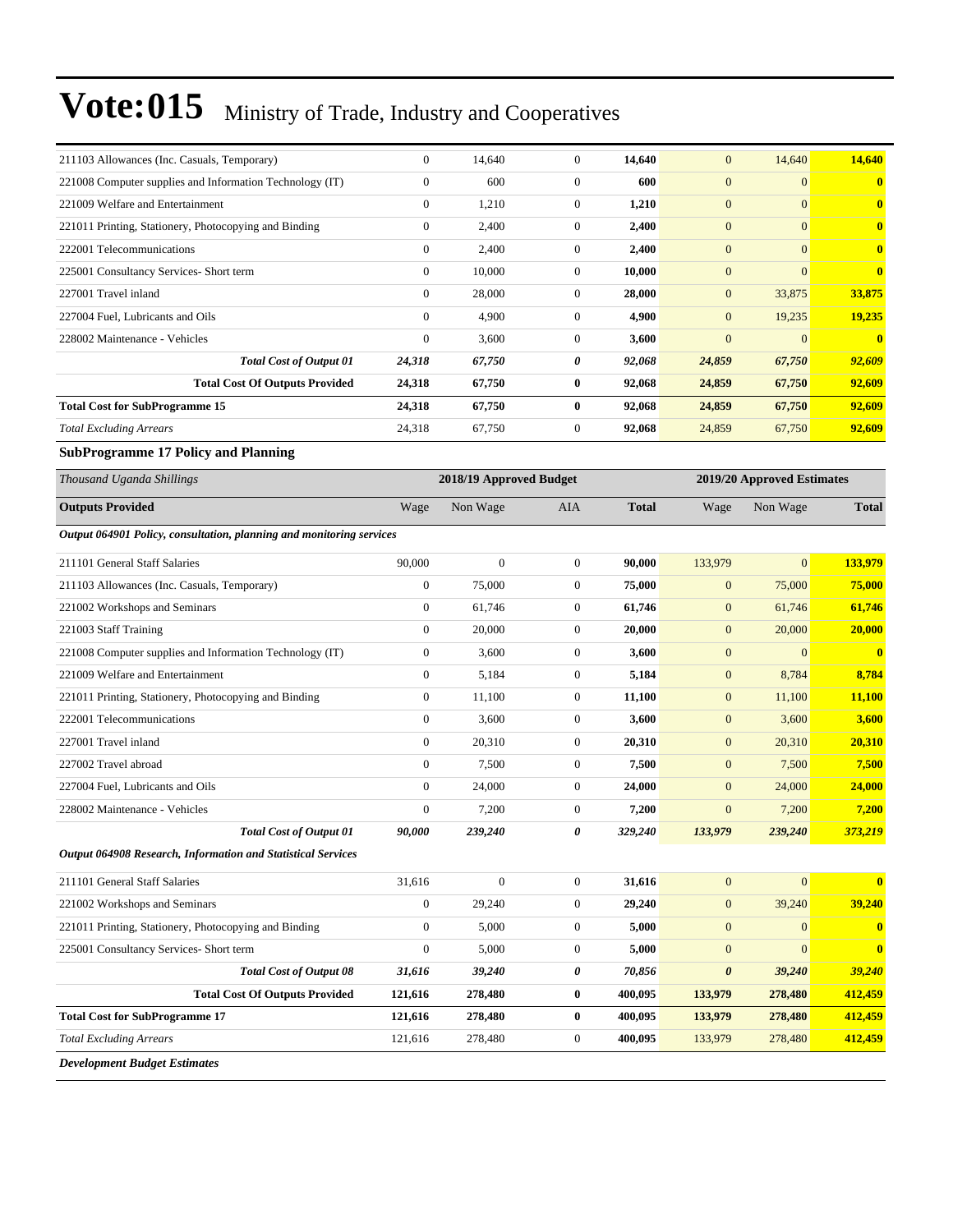| | | | | | | | |
|---|---|---|---|---|---|---|---|
| 211103 Allowances (Inc. Casuals, Temporary) | 0 | 14,640 | 0 | **14,640** | 0 | 14,640 | **14,640** |
| 221008 Computer supplies and Information Technology (IT) | 0 | 600 | 0 | **600** | 0 | 0 | **0** |
| 221009 Welfare and Entertainment | 0 | 1,210 | 0 | **1,210** | 0 | 0 | **0** |
| 221011 Printing, Stationery, Photocopying and Binding | 0 | 2,400 | 0 | **2,400** | 0 | 0 | **0** |
| 222001 Telecommunications | 0 | 2,400 | 0 | **2,400** | 0 | 0 | **0** |
| 225001 Consultancy Services- Short term | 0 | 10,000 | 0 | **10,000** | 0 | 0 | **0** |
| 227001 Travel inland | 0 | 28,000 | 0 | **28,000** | 0 | 33,875 | **33,875** |
| 227004 Fuel, Lubricants and Oils | 0 | 4,900 | 0 | **4,900** | 0 | 19,235 | **19,235** |
| 228002 Maintenance - Vehicles | 0 | 3,600 | 0 | **3,600** | 0 | 0 | **0** |
| ***Total Cost of Output 01*** | ***24,318*** | ***67,750*** | ***0*** | ***92,068*** | ***24,859*** | ***67,750*** | ***92,609*** |
| **Total Cost Of Outputs Provided** | **24,318** | **67,750** | **0** | **92,068** | **24,859** | **67,750** | **92,609** |
| **Total Cost for SubProgramme 15** | **24,318** | **67,750** | **0** | **92,068** | **24,859** | **67,750** | **92,609** |
| *Total Excluding Arrears* | 24,318 | 67,750 | 0 | **92,068** | 24,859 | 67,750 | **92,609** |

### SubProgramme 17 Policy and Planning

| *Thousand Uganda Shillings* | 2018/19 Approved Budget | | | | 2019/20 Approved Estimates | | |
|---|---|---|---|---|---|---|---|
| **Outputs Provided** | Wage | Non Wage | AIA | **Total** | Wage | Non Wage | **Total** |
| ***Output 064901 Policy, consultation, planning and monitoring services*** | | | | | | | |
| 211101 General Staff Salaries | 90,000 | 0 | 0 | **90,000** | 133,979 | 0 | **133,979** |
| 211103 Allowances (Inc. Casuals, Temporary) | 0 | 75,000 | 0 | **75,000** | 0 | 75,000 | **75,000** |
| 221002 Workshops and Seminars | 0 | 61,746 | 0 | **61,746** | 0 | 61,746 | **61,746** |
| 221003 Staff Training | 0 | 20,000 | 0 | **20,000** | 0 | 20,000 | **20,000** |
| 221008 Computer supplies and Information Technology (IT) | 0 | 3,600 | 0 | **3,600** | 0 | 0 | **0** |
| 221009 Welfare and Entertainment | 0 | 5,184 | 0 | **5,184** | 0 | 8,784 | **8,784** |
| 221011 Printing, Stationery, Photocopying and Binding | 0 | 11,100 | 0 | **11,100** | 0 | 11,100 | **11,100** |
| 222001 Telecommunications | 0 | 3,600 | 0 | **3,600** | 0 | 3,600 | **3,600** |
| 227001 Travel inland | 0 | 20,310 | 0 | **20,310** | 0 | 20,310 | **20,310** |
| 227002 Travel abroad | 0 | 7,500 | 0 | **7,500** | 0 | 7,500 | **7,500** |
| 227004 Fuel, Lubricants and Oils | 0 | 24,000 | 0 | **24,000** | 0 | 24,000 | **24,000** |
| 228002 Maintenance - Vehicles | 0 | 7,200 | 0 | **7,200** | 0 | 7,200 | **7,200** |
| ***Total Cost of Output 01*** | ***90,000*** | ***239,240*** | ***0*** | ***329,240*** | ***133,979*** | ***239,240*** | ***373,219*** |
| ***Output 064908 Research, Information and Statistical Services*** | | | | | | | |
| 211101 General Staff Salaries | 31,616 | 0 | 0 | **31,616** | 0 | 0 | **0** |
| 221002 Workshops and Seminars | 0 | 29,240 | 0 | **29,240** | 0 | 39,240 | **39,240** |
| 221011 Printing, Stationery, Photocopying and Binding | 0 | 5,000 | 0 | **5,000** | 0 | 0 | **0** |
| 225001 Consultancy Services- Short term | 0 | 5,000 | 0 | **5,000** | 0 | 0 | **0** |
| ***Total Cost of Output 08*** | ***31,616*** | ***39,240*** | ***0*** | ***70,856*** | ***0*** | ***39,240*** | ***39,240*** |
| **Total Cost Of Outputs Provided** | **121,616** | **278,480** | **0** | **400,095** | **133,979** | **278,480** | **412,459** |
| **Total Cost for SubProgramme 17** | **121,616** | **278,480** | **0** | **400,095** | **133,979** | **278,480** | **412,459** |
| *Total Excluding Arrears* | 121,616 | 278,480 | 0 | **400,095** | 133,979 | 278,480 | **412,459** |

***Development Budget Estimates***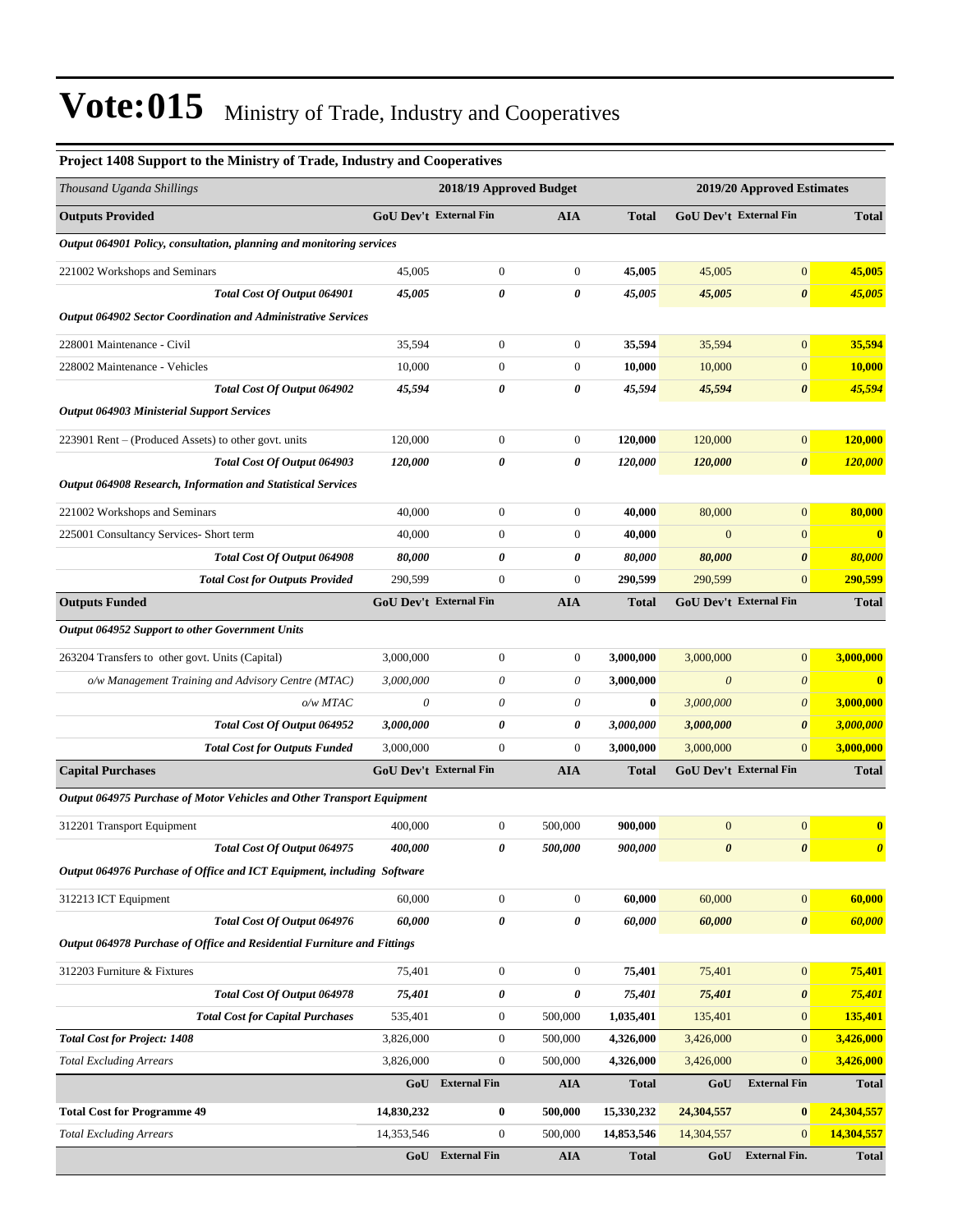# Vote:015 Ministry of Trade, Industry and Cooperatives

**Project 1408 Support to the Ministry of Trade, Industry and Cooperatives**

| *Thousand Uganda Shillings* | 2018/19 Approved Budget | | | | 2019/20 Approved Estimates | | |
|---|---|---|---|---|---|---|---|
| **Outputs Provided** | **GoU Dev't** | **External Fin** | **AIA** | **Total** | **GoU Dev't** | **External Fin** | **Total** |
| ***Output 064901 Policy, consultation, planning and monitoring services*** | | | | | | | |
| 221002 Workshops and Seminars | 45,005 | 0 | 0 | **45,005** | 45,005 | 0 | **45,005** |
| ***Total Cost Of Output 064901*** | ***45,005*** | ***0*** | ***0*** | ***45,005*** | ***45,005*** | ***0*** | ***45,005*** |
| ***Output 064902 Sector Coordination and Administrative Services*** | | | | | | | |
| 228001 Maintenance - Civil | 35,594 | 0 | 0 | **35,594** | 35,594 | 0 | **35,594** |
| 228002 Maintenance - Vehicles | 10,000 | 0 | 0 | **10,000** | 10,000 | 0 | **10,000** |
| ***Total Cost Of Output 064902*** | ***45,594*** | ***0*** | ***0*** | ***45,594*** | ***45,594*** | ***0*** | ***45,594*** |
| ***Output 064903 Ministerial Support Services*** | | | | | | | |
| 223901 Rent – (Produced Assets) to other govt. units | 120,000 | 0 | 0 | **120,000** | 120,000 | 0 | **120,000** |
| ***Total Cost Of Output 064903*** | ***120,000*** | ***0*** | ***0*** | ***120,000*** | ***120,000*** | ***0*** | ***120,000*** |
| ***Output 064908 Research, Information and Statistical Services*** | | | | | | | |
| 221002 Workshops and Seminars | 40,000 | 0 | 0 | **40,000** | 80,000 | 0 | **80,000** |
| 225001 Consultancy Services- Short term | 40,000 | 0 | 0 | **40,000** | 0 | 0 | **0** |
| ***Total Cost Of Output 064908*** | ***80,000*** | ***0*** | ***0*** | ***80,000*** | ***80,000*** | ***0*** | ***80,000*** |
| ***Total Cost for Outputs Provided*** | 290,599 | 0 | 0 | **290,599** | 290,599 | 0 | **290,599** |
| **Outputs Funded** | **GoU Dev't** | **External Fin** | **AIA** | **Total** | **GoU Dev't** | **External Fin** | **Total** |
| ***Output 064952 Support to other Government Units*** | | | | | | | |
| 263204 Transfers to other govt. Units (Capital) | 3,000,000 | 0 | 0 | **3,000,000** | 3,000,000 | 0 | **3,000,000** |
| *o/w Management Training and Advisory Centre (MTAC)* | *3,000,000* | *0* | *0* | **3,000,000** | *0* | *0* | **0** |
| *o/w MTAC* | *0* | *0* | *0* | **0** | *3,000,000* | *0* | **3,000,000** |
| ***Total Cost Of Output 064952*** | ***3,000,000*** | ***0*** | ***0*** | ***3,000,000*** | ***3,000,000*** | ***0*** | ***3,000,000*** |
| ***Total Cost for Outputs Funded*** | 3,000,000 | 0 | 0 | **3,000,000** | 3,000,000 | 0 | **3,000,000** |
| **Capital Purchases** | **GoU Dev't** | **External Fin** | **AIA** | **Total** | **GoU Dev't** | **External Fin** | **Total** |
| ***Output 064975 Purchase of Motor Vehicles and Other Transport Equipment*** | | | | | | | |
| 312201 Transport Equipment | 400,000 | 0 | 500,000 | **900,000** | 0 | 0 | **0** |
| ***Total Cost Of Output 064975*** | ***400,000*** | ***0*** | ***500,000*** | ***900,000*** | ***0*** | ***0*** | ***0*** |
| ***Output 064976 Purchase of Office and ICT Equipment, including Software*** | | | | | | | |
| 312213 ICT Equipment | 60,000 | 0 | 0 | **60,000** | 60,000 | 0 | **60,000** |
| ***Total Cost Of Output 064976*** | ***60,000*** | ***0*** | ***0*** | ***60,000*** | ***60,000*** | ***0*** | ***60,000*** |
| ***Output 064978 Purchase of Office and Residential Furniture and Fittings*** | | | | | | | |
| 312203 Furniture & Fixtures | 75,401 | 0 | 0 | **75,401** | 75,401 | 0 | **75,401** |
| ***Total Cost Of Output 064978*** | ***75,401*** | ***0*** | ***0*** | ***75,401*** | ***75,401*** | ***0*** | ***75,401*** |
| ***Total Cost for Capital Purchases*** | 535,401 | 0 | 500,000 | **1,035,401** | 135,401 | 0 | **135,401** |
| ***Total Cost for Project: 1408*** | 3,826,000 | 0 | 500,000 | **4,326,000** | 3,426,000 | 0 | **3,426,000** |
| *Total Excluding Arrears* | 3,826,000 | 0 | 500,000 | **4,326,000** | 3,426,000 | 0 | **3,426,000** |
| | **GoU** | **External Fin** | **AIA** | **Total** | **GoU** | **External Fin** | **Total** |
| **Total Cost for Programme 49** | **14,830,232** | **0** | **500,000** | **15,330,232** | **24,304,557** | **0** | **24,304,557** |
| *Total Excluding Arrears* | 14,353,546 | 0 | 500,000 | **14,853,546** | 14,304,557 | 0 | **14,304,557** |
| | **GoU** | **External Fin** | **AIA** | **Total** | **GoU** | **External Fin.** | **Total** |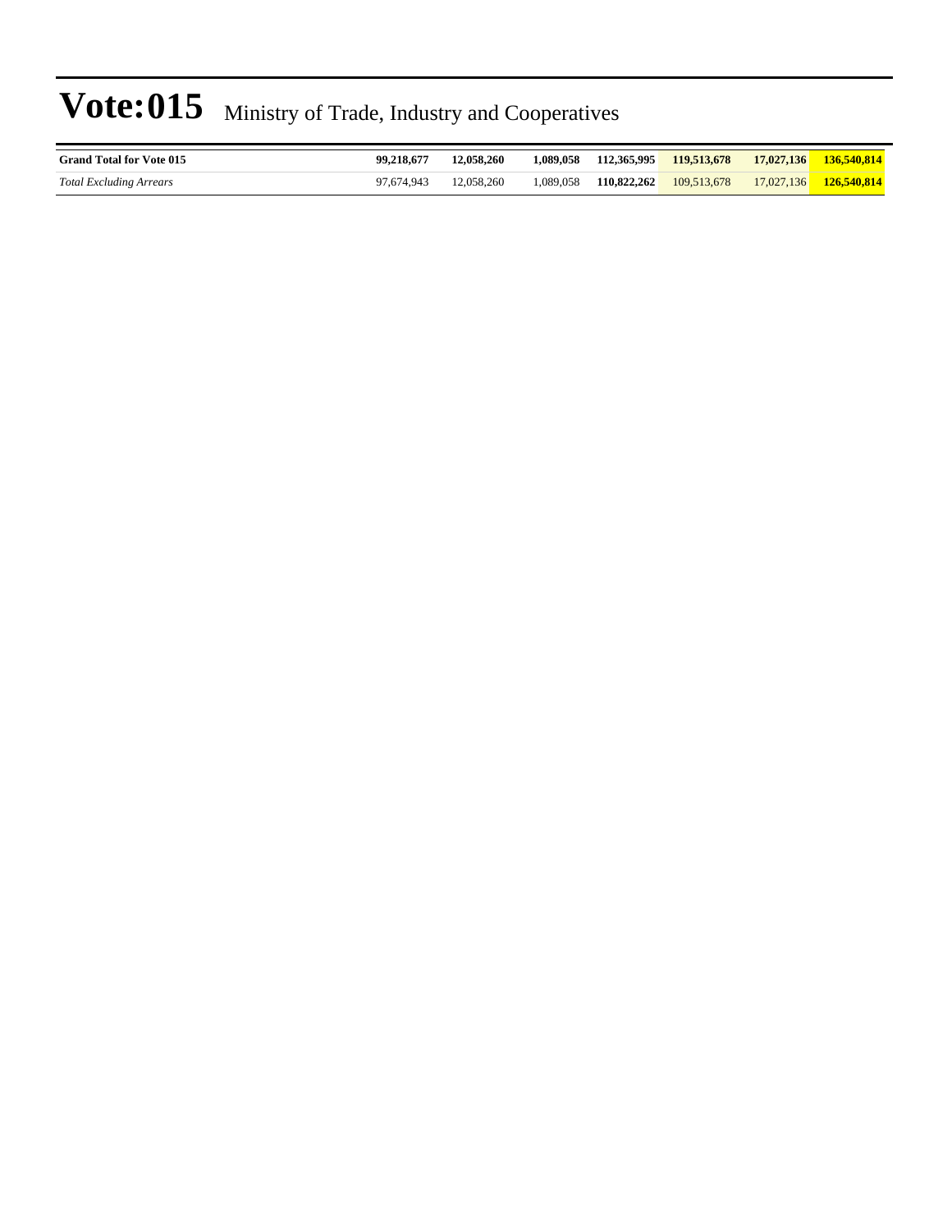# Vote:015 Ministry of Trade, Industry and Cooperatives

| | | | | | | | |
|---|---|---|---|---|---|---|---|
| **Grand Total for Vote 015** | **99,218,677** | **12,058,260** | **1,089,058** | **112,365,995** | **119,513,678** | **17,027,136** | **136,540,814** |
| *Total Excluding Arrears* | 97,674,943 | 12,058,260 | 1,089,058 | **110,822,262** | 109,513,678 | 17,027,136 | **126,540,814** |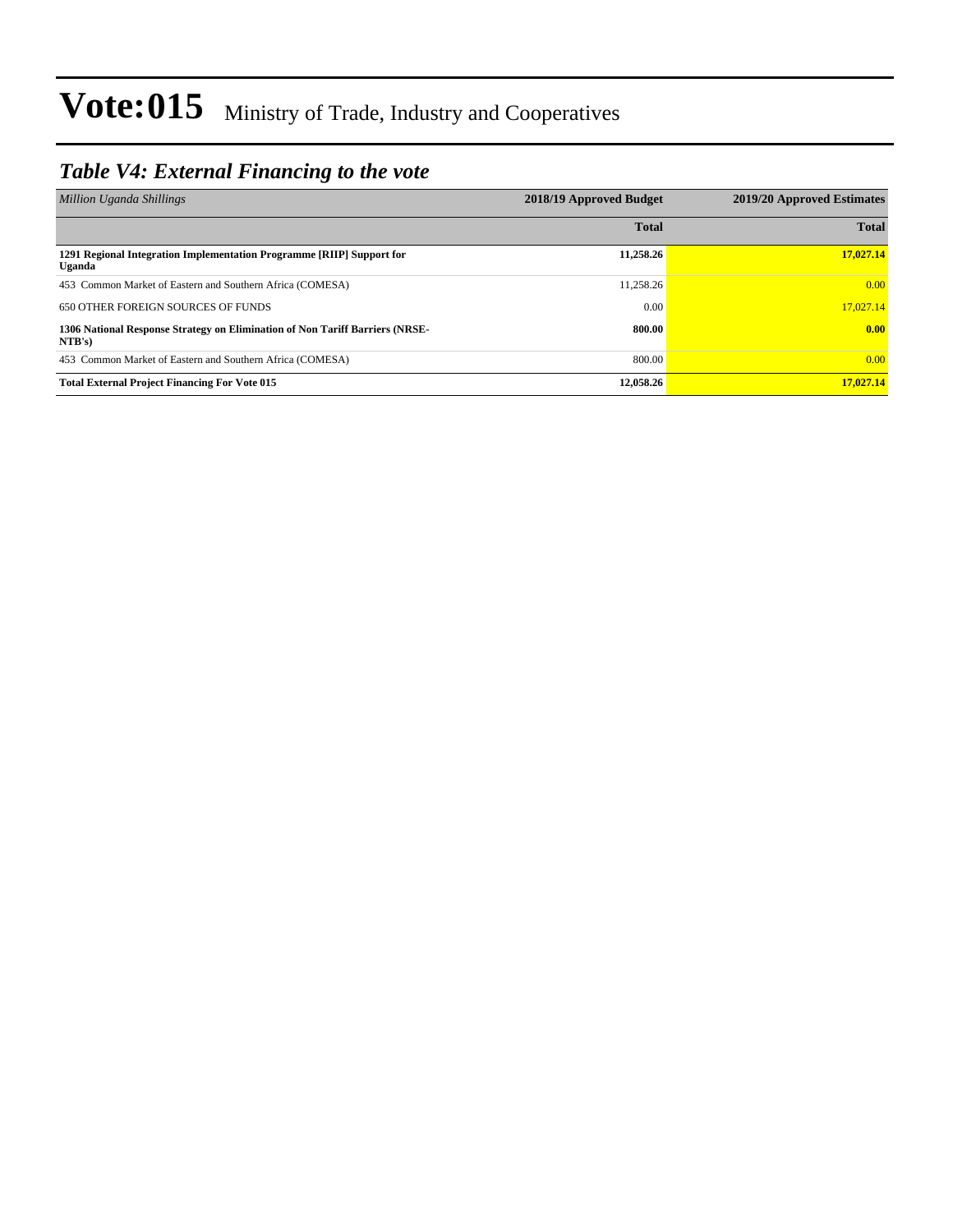# Vote:015 Ministry of Trade, Industry and Cooperatives

## *Table V4: External Financing to the vote*

| *Million Uganda Shillings* | 2018/19 Approved Budget | 2019/20 Approved Estimates |
|---|---|---|
| | **Total** | **Total** |
| **1291 Regional Integration Implementation Programme [RIIP] Support for Uganda** | **11,258.26** | **17,027.14** |
| 453 Common Market of Eastern and Southern Africa (COMESA) | 11,258.26 | 0.00 |
| 650 OTHER FOREIGN SOURCES OF FUNDS | 0.00 | 17,027.14 |
| **1306 National Response Strategy on Elimination of Non Tariff Barriers (NRSE-NTB's)** | **800.00** | **0.00** |
| 453 Common Market of Eastern and Southern Africa (COMESA) | 800.00 | 0.00 |
| **Total External Project Financing For Vote 015** | **12,058.26** | **17,027.14** |